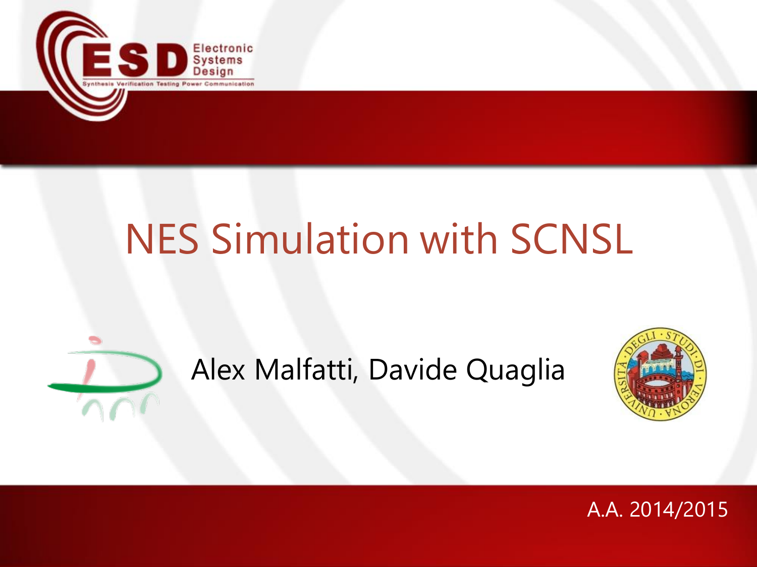# NES Simulation with SCNSL

Alex Malfatti, Davide Quaglia

A.A. 2014/2015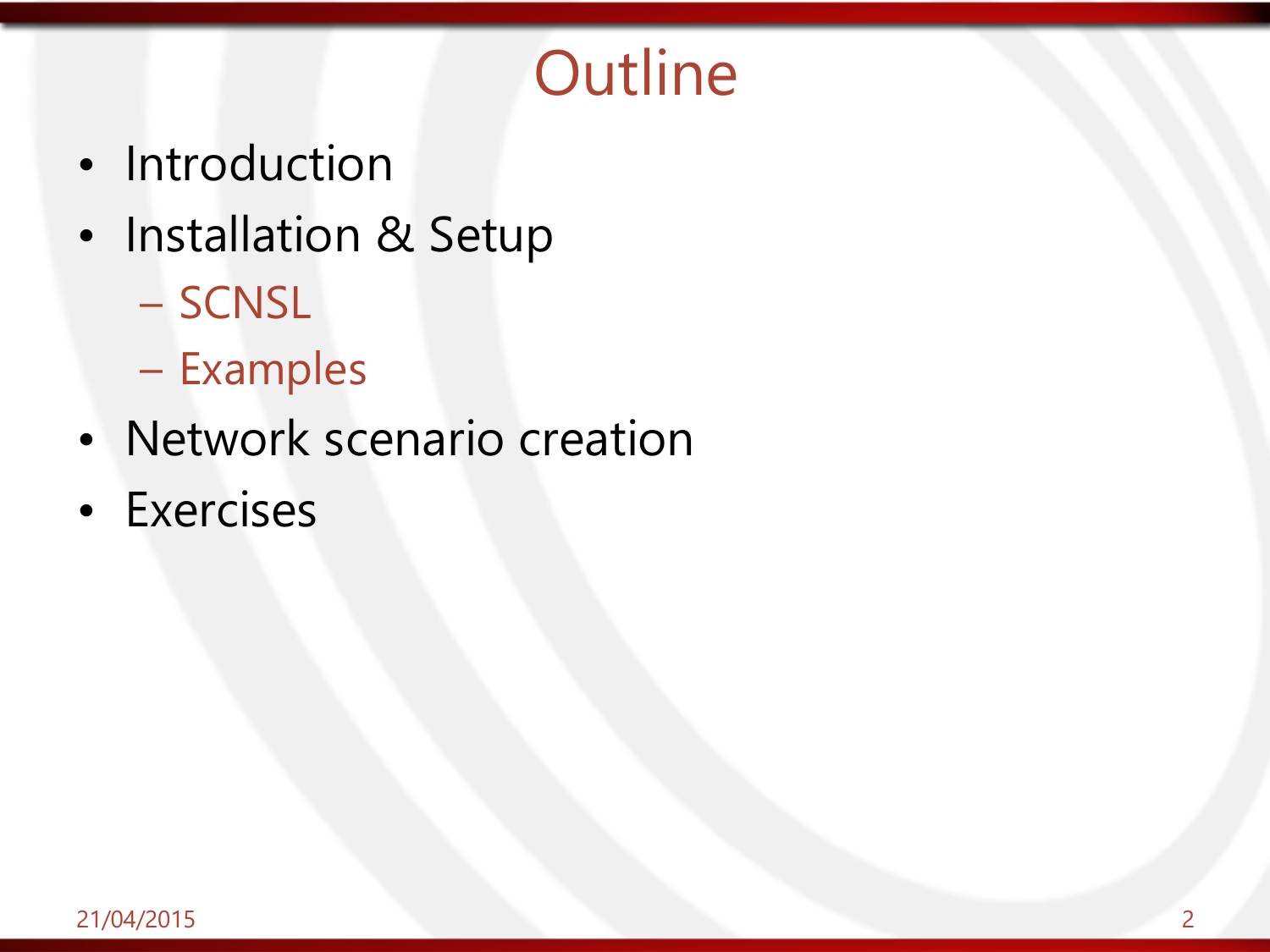# Outline

- Introduction
- Installation & Setup
  - SCNSL
  - Examples
- Network scenario creation
- Exercises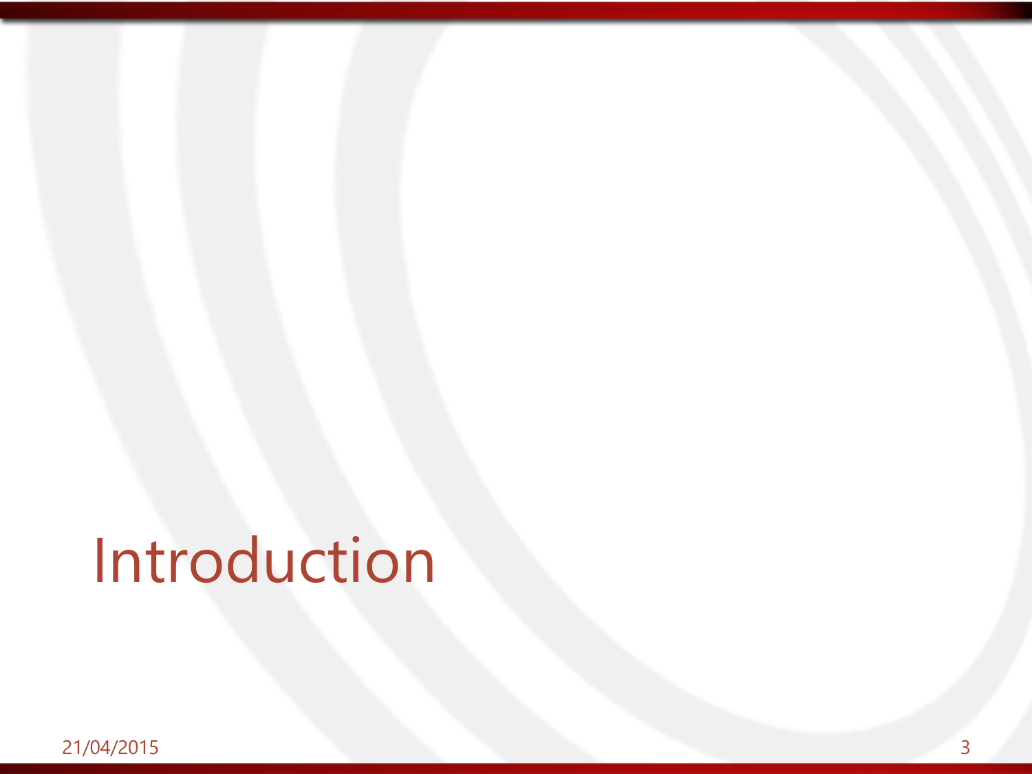# Introduction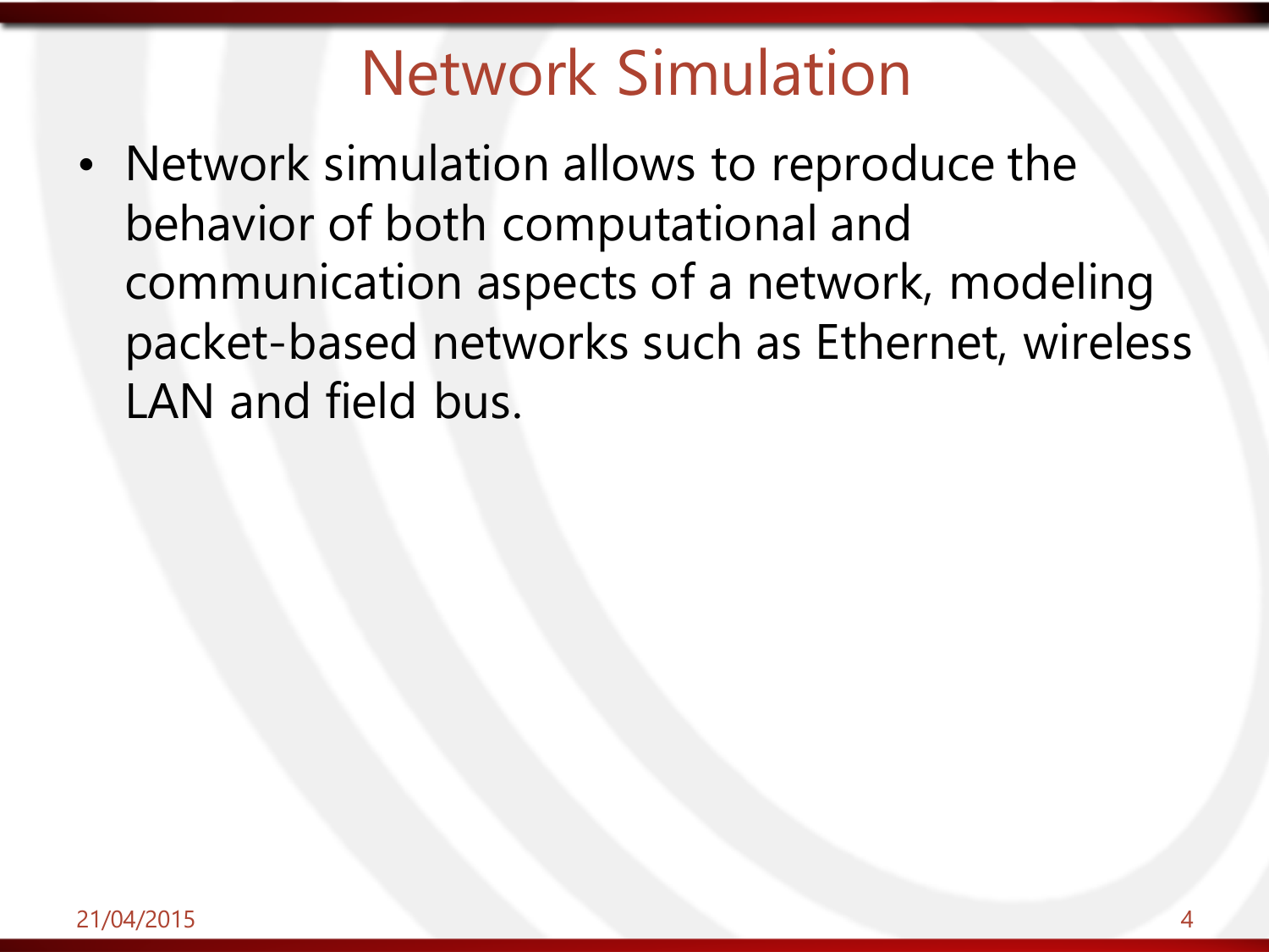# Network Simulation

- Network simulation allows to reproduce the behavior of both computational and communication aspects of a network, modeling packet-based networks such as Ethernet, wireless LAN and field bus.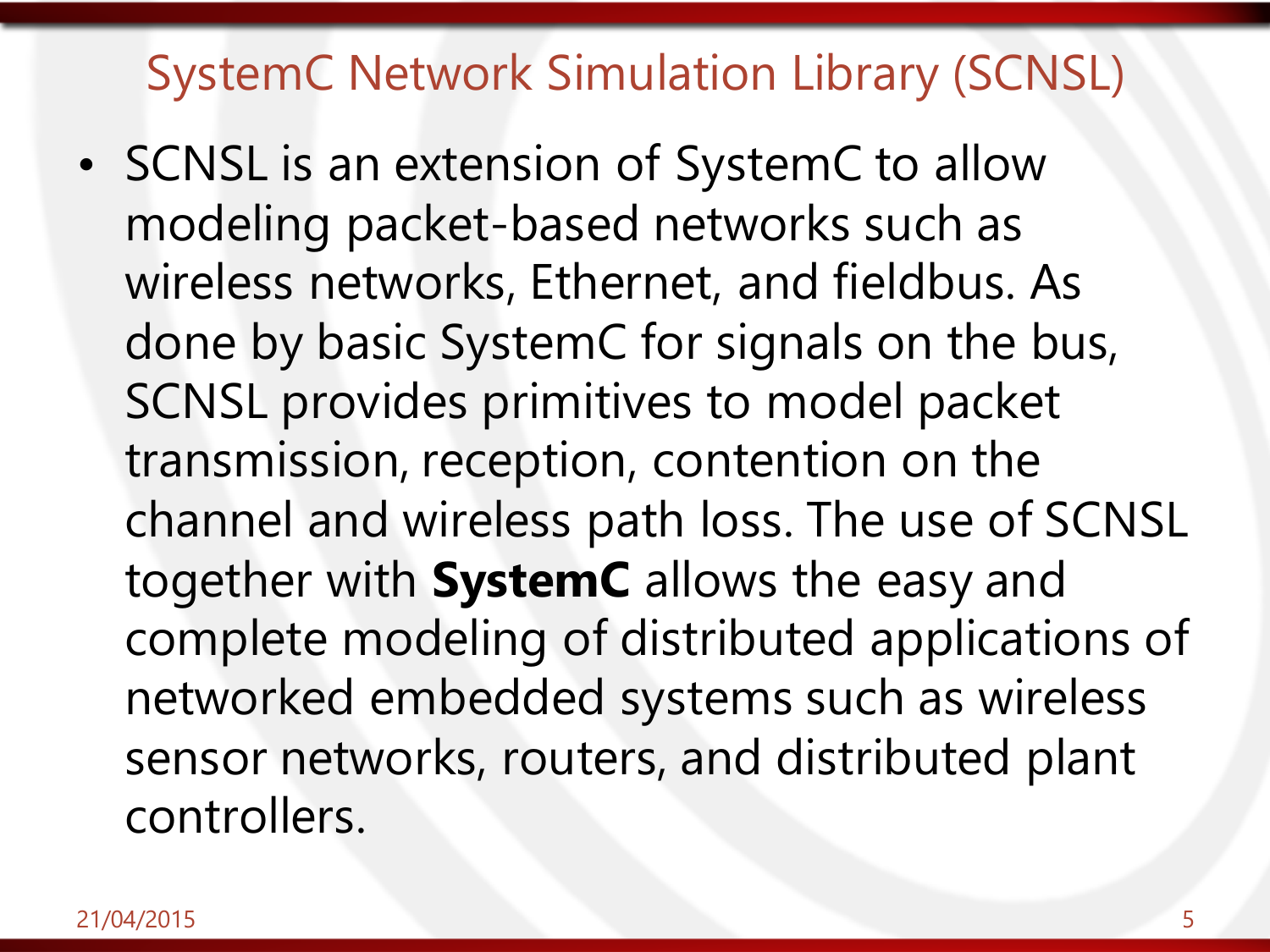# SystemC Network Simulation Library (SCNSL)

- SCNSL is an extension of SystemC to allow modeling packet-based networks such as wireless networks, Ethernet, and fieldbus. As done by basic SystemC for signals on the bus, SCNSL provides primitives to model packet transmission, reception, contention on the channel and wireless path loss. The use of SCNSL together with **SystemC** allows the easy and complete modeling of distributed applications of networked embedded systems such as wireless sensor networks, routers, and distributed plant controllers.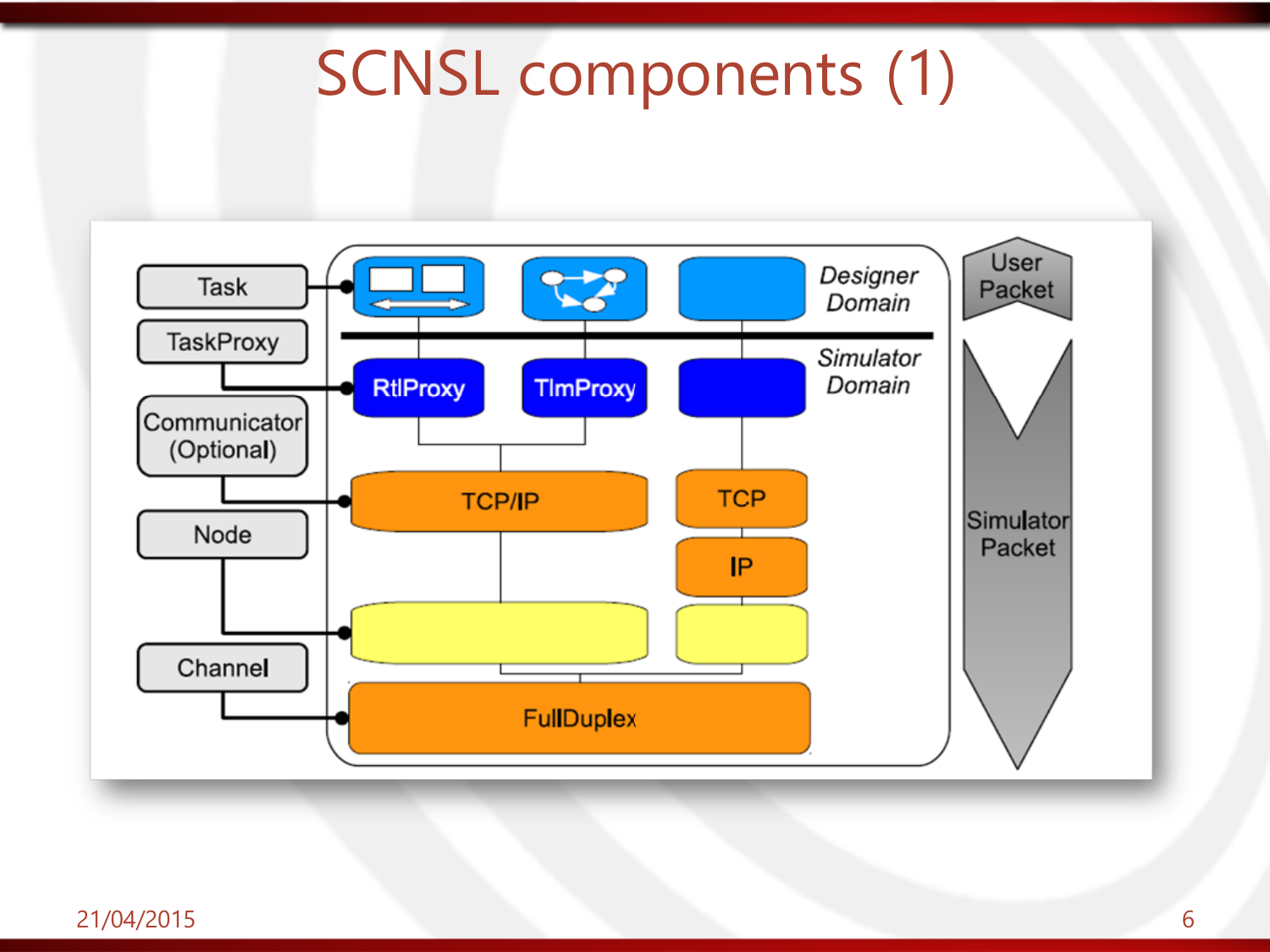# SCNSL components (1)

Task

TaskProxy

Communicator (Optional)

Node

Channel

*Designer Domain*

*Simulator Domain*

RtlProxy

TlmProxy

TCP/IP

TCP

IP

FullDuplex

User Packet

Simulator Packet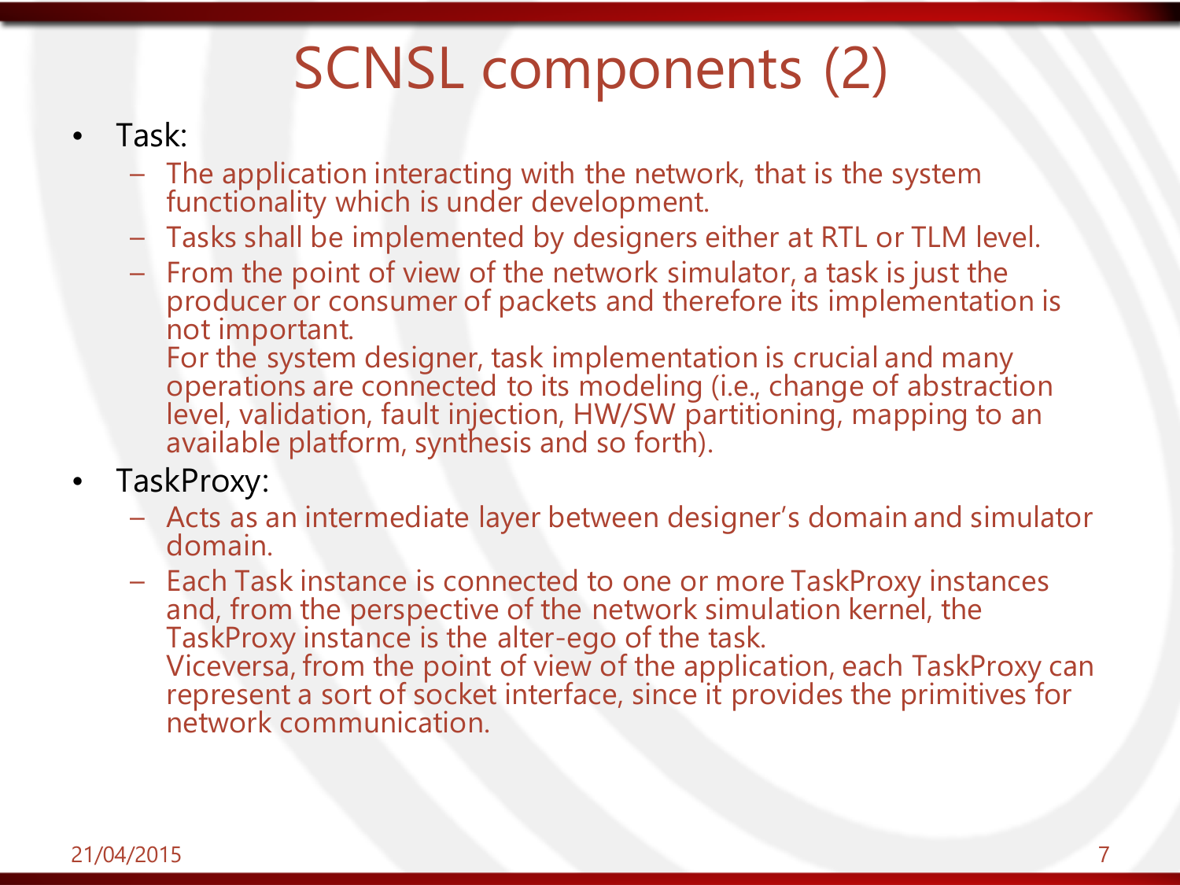# SCNSL components (2)

- Task:
  - The application interacting with the network, that is the system functionality which is under development.
  - Tasks shall be implemented by designers either at RTL or TLM level.
  - From the point of view of the network simulator, a task is just the producer or consumer of packets and therefore its implementation is not important.
    For the system designer, task implementation is crucial and many operations are connected to its modeling (i.e., change of abstraction level, validation, fault injection, HW/SW partitioning, mapping to an available platform, synthesis and so forth).
- TaskProxy:
  - Acts as an intermediate layer between designer's domain and simulator domain.
  - Each Task instance is connected to one or more TaskProxy instances and, from the perspective of the network simulation kernel, the TaskProxy instance is the alter-ego of the task.
    Viceversa, from the point of view of the application, each TaskProxy can represent a sort of socket interface, since it provides the primitives for network communication.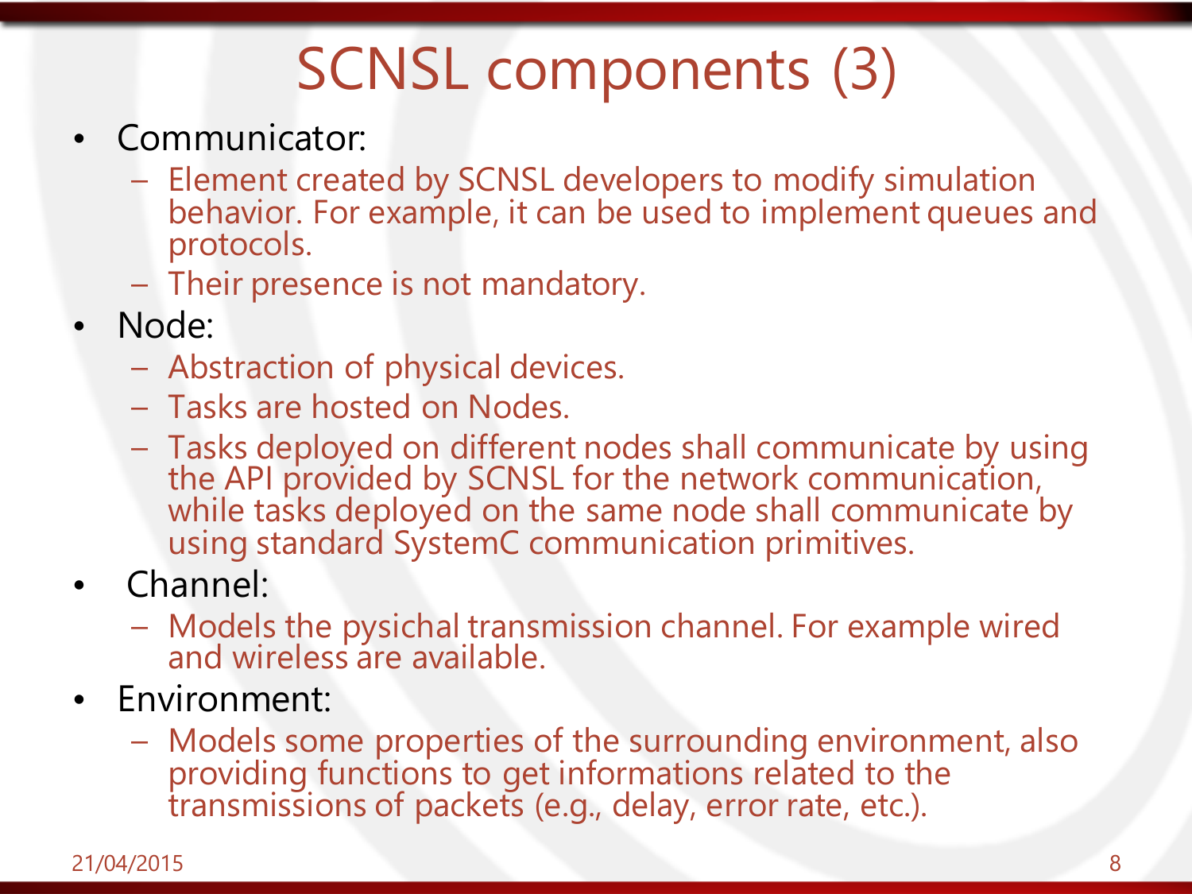# SCNSL components (3)

- Communicator:
  - Element created by SCNSL developers to modify simulation behavior. For example, it can be used to implement queues and protocols.
  - Their presence is not mandatory.
- Node:
  - Abstraction of physical devices.
  - Tasks are hosted on Nodes.
  - Tasks deployed on different nodes shall communicate by using the API provided by SCNSL for the network communication, while tasks deployed on the same node shall communicate by using standard SystemC communication primitives.
- Channel:
  - Models the pysichal transmission channel. For example wired and wireless are available.
- Environment:
  - Models some properties of the surrounding environment, also providing functions to get informations related to the transmissions of packets (e.g., delay, error rate, etc.).

21/04/2015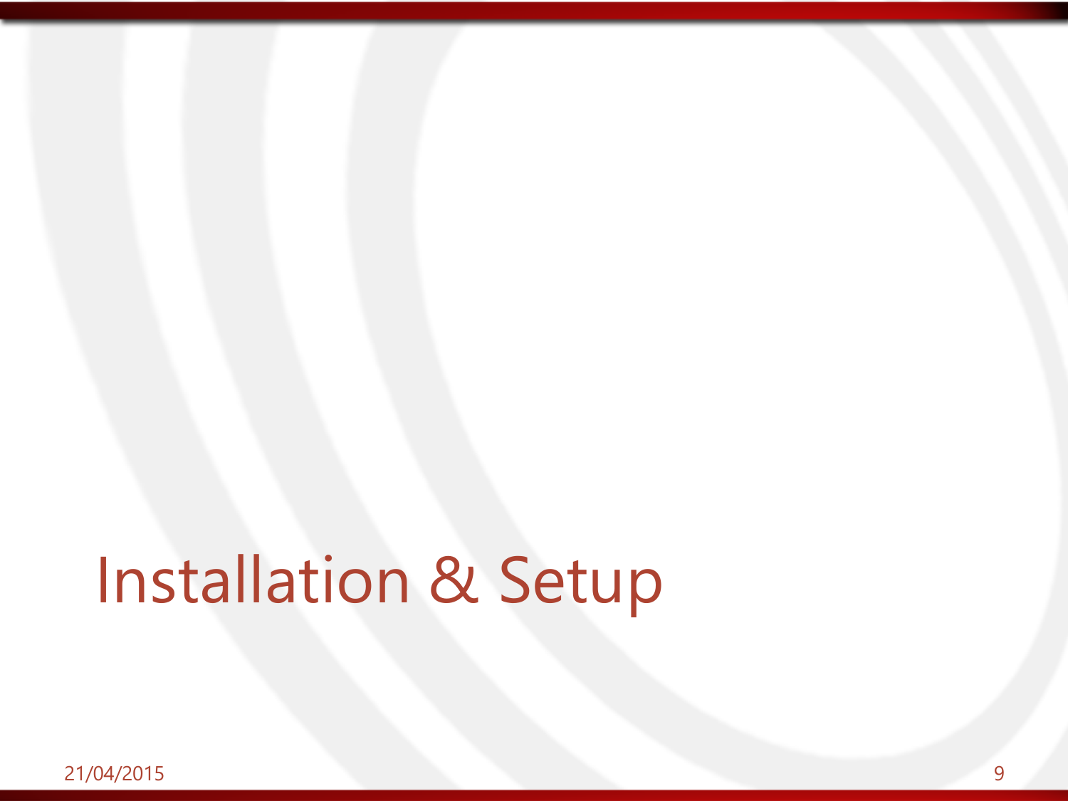# Installation & Setup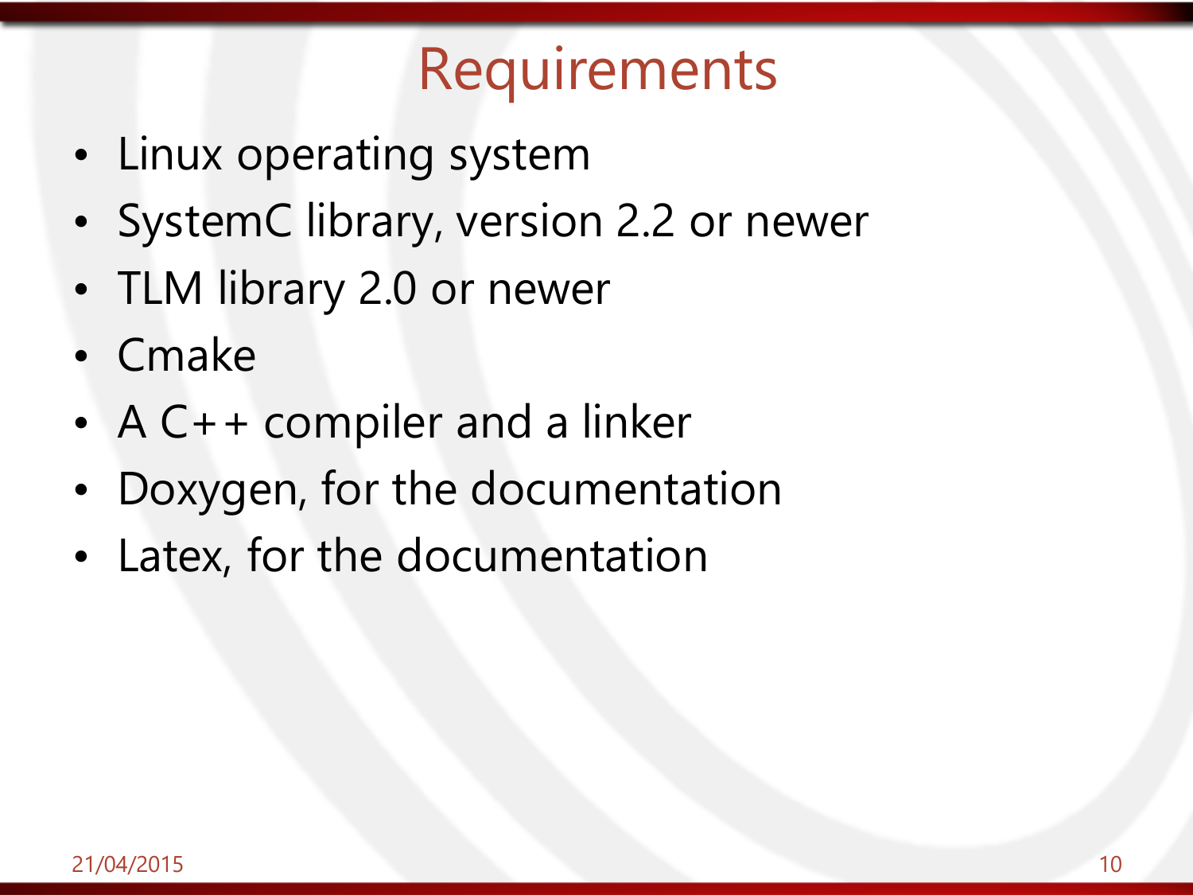# Requirements

- Linux operating system
- SystemC library, version 2.2 or newer
- TLM library 2.0 or newer
- Cmake
- A C++ compiler and a linker
- Doxygen, for the documentation
- Latex, for the documentation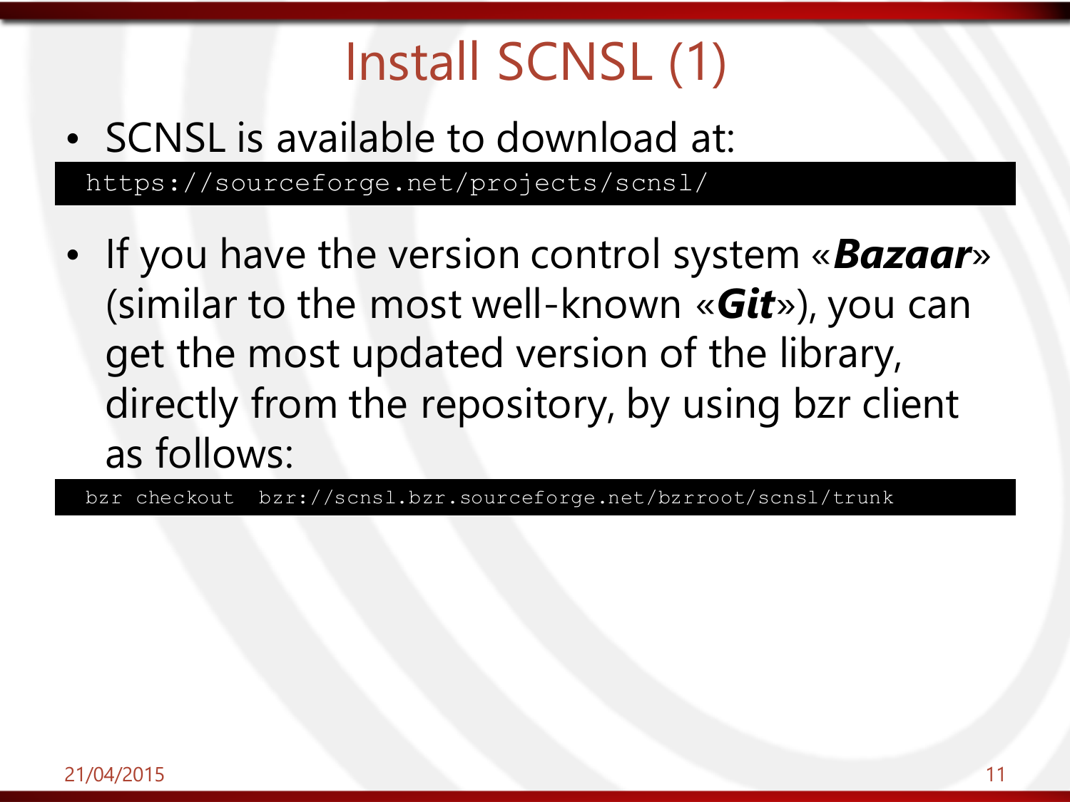# Install SCNSL (1)

- SCNSL is available to download at:

```
https://sourceforge.net/projects/scnsl/
```

- If you have the version control system «***Bazaar***» (similar to the most well-known «***Git***»), you can get the most updated version of the library, directly from the repository, by using bzr client as follows:

```
bzr checkout  bzr://scnsl.bzr.sourceforge.net/bzrroot/scnsl/trunk
```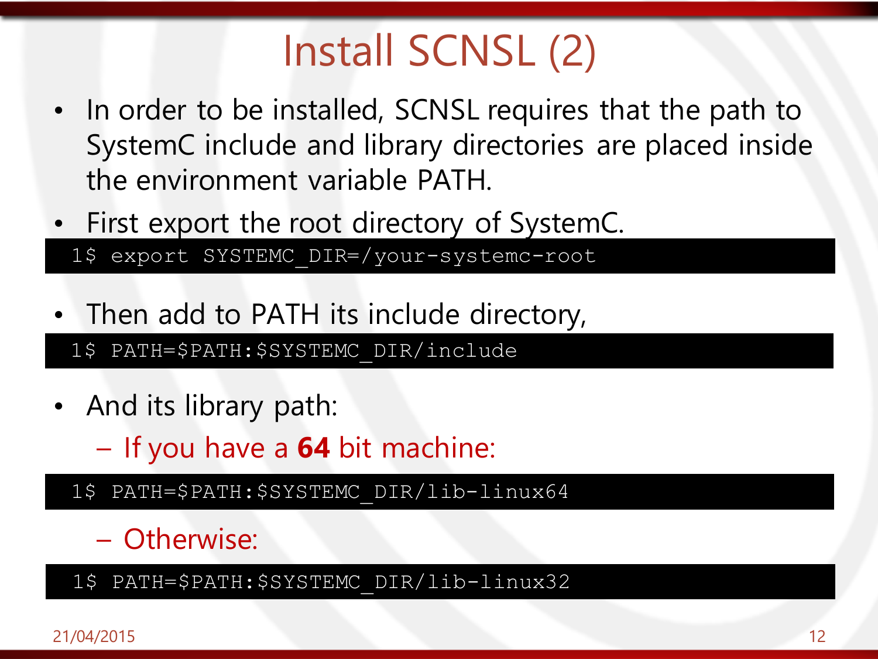# Install SCNSL (2)

- In order to be installed, SCNSL requires that the path to SystemC include and library directories are placed inside the environment variable PATH.
- First export the root directory of SystemC.

```
1$ export SYSTEMC_DIR=/your-systemc-root
```

- Then add to PATH its include directory,

```
1$ PATH=$PATH:$SYSTEMC_DIR/include
```

- And its library path:
  - If you have a **64** bit machine:

```
1$ PATH=$PATH:$SYSTEMC_DIR/lib-linux64
```

  - Otherwise:

```
1$ PATH=$PATH:$SYSTEMC_DIR/lib-linux32
```

21/04/2015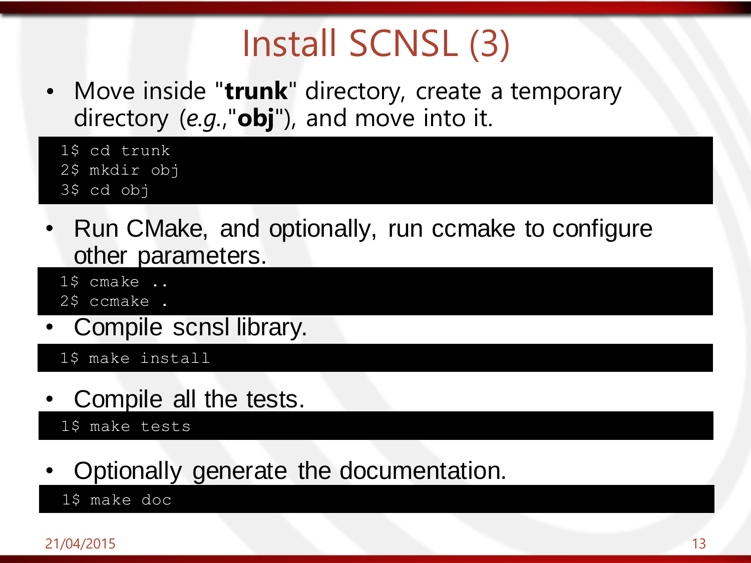# Install SCNSL (3)

- Move inside "**trunk**" directory, create a temporary directory (*e.g.*,"**obj**"), and move into it.

```
1$ cd trunk
2$ mkdir obj
3$ cd obj
```

- Run CMake, and optionally, run ccmake to configure other parameters.

```
1$ cmake ..
2$ ccmake .
```

- Compile scnsl library.

```
1$ make install
```

- Compile all the tests.

```
1$ make tests
```

- Optionally generate the documentation.

```
1$ make doc
```

21/04/2015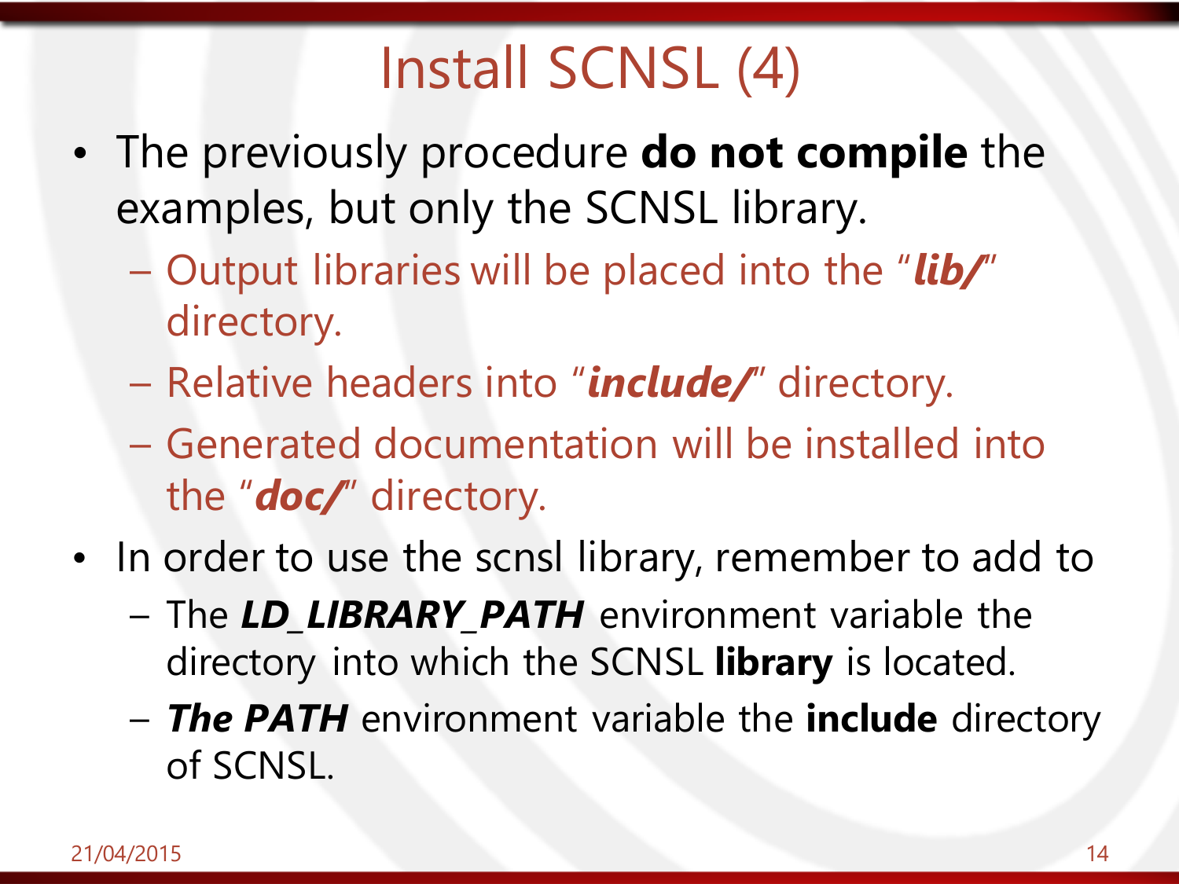# Install SCNSL (4)

- The previously procedure **do not compile** the examples, but only the SCNSL library.
  - Output libraries will be placed into the "***lib/***" directory.
  - Relative headers into "***include/***" directory.
  - Generated documentation will be installed into the "***doc/***" directory.
- In order to use the scnsl library, remember to add to
  - The ***LD_LIBRARY_PATH*** environment variable the directory into which the SCNSL **library** is located.
  - ***The PATH*** environment variable the **include** directory of SCNSL.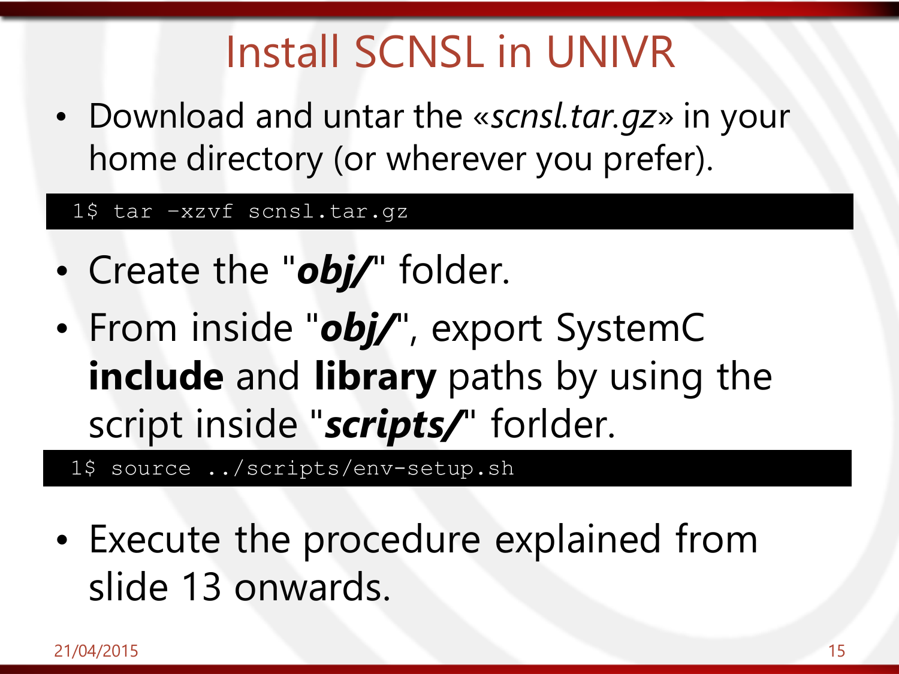# Install SCNSL in UNIVR

- Download and untar the «*scnsl.tar.gz*» in your home directory (or wherever you prefer).

```
1$ tar -xzvf scnsl.tar.gz
```

- Create the "***obj/***" folder.
- From inside "***obj/***", export SystemC **include** and **library** paths by using the script inside "***scripts/***" forlder.

```
1$ source ../scripts/env-setup.sh
```

- Execute the procedure explained from slide 13 onwards.

21/04/2015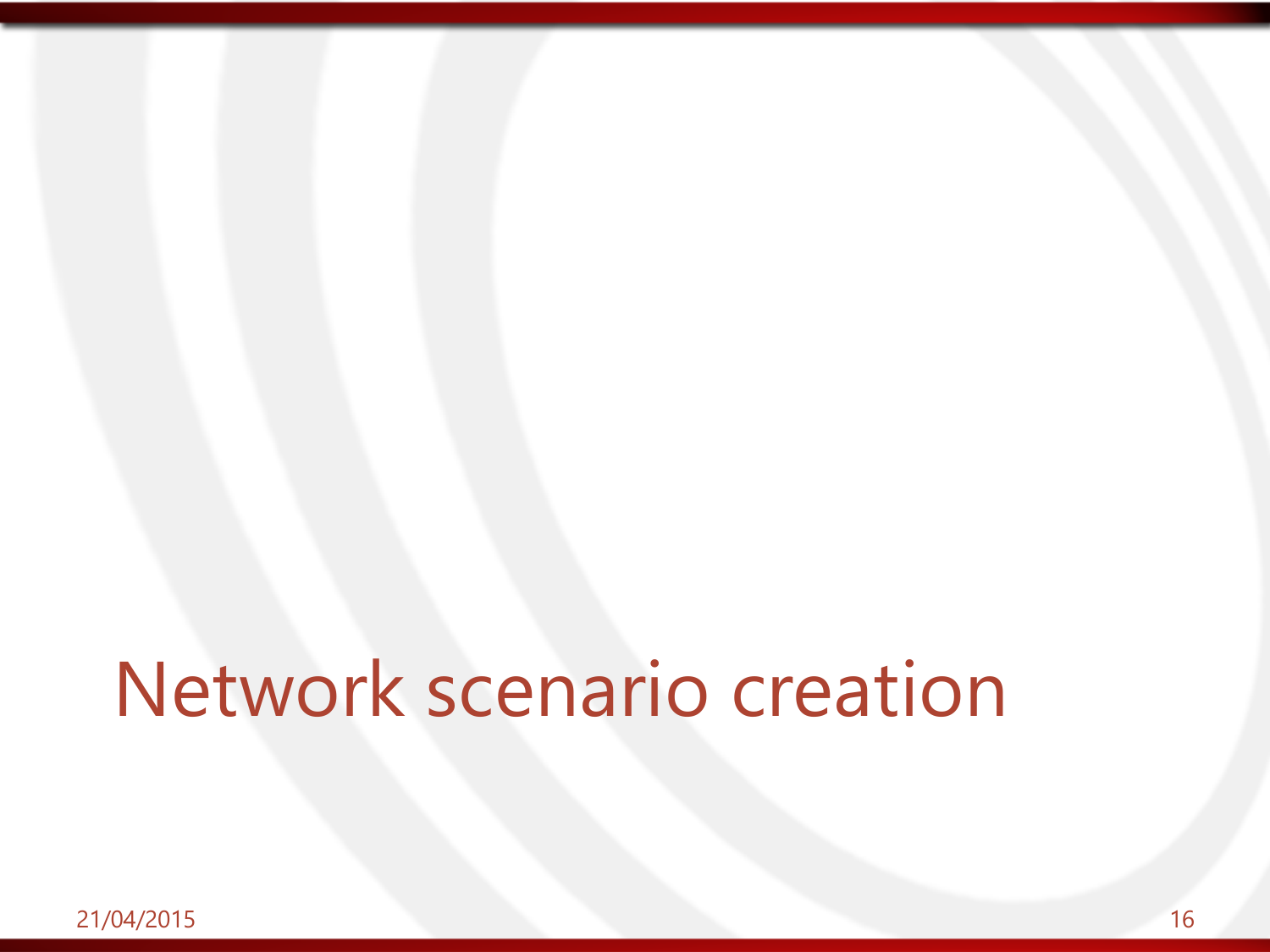# Network scenario creation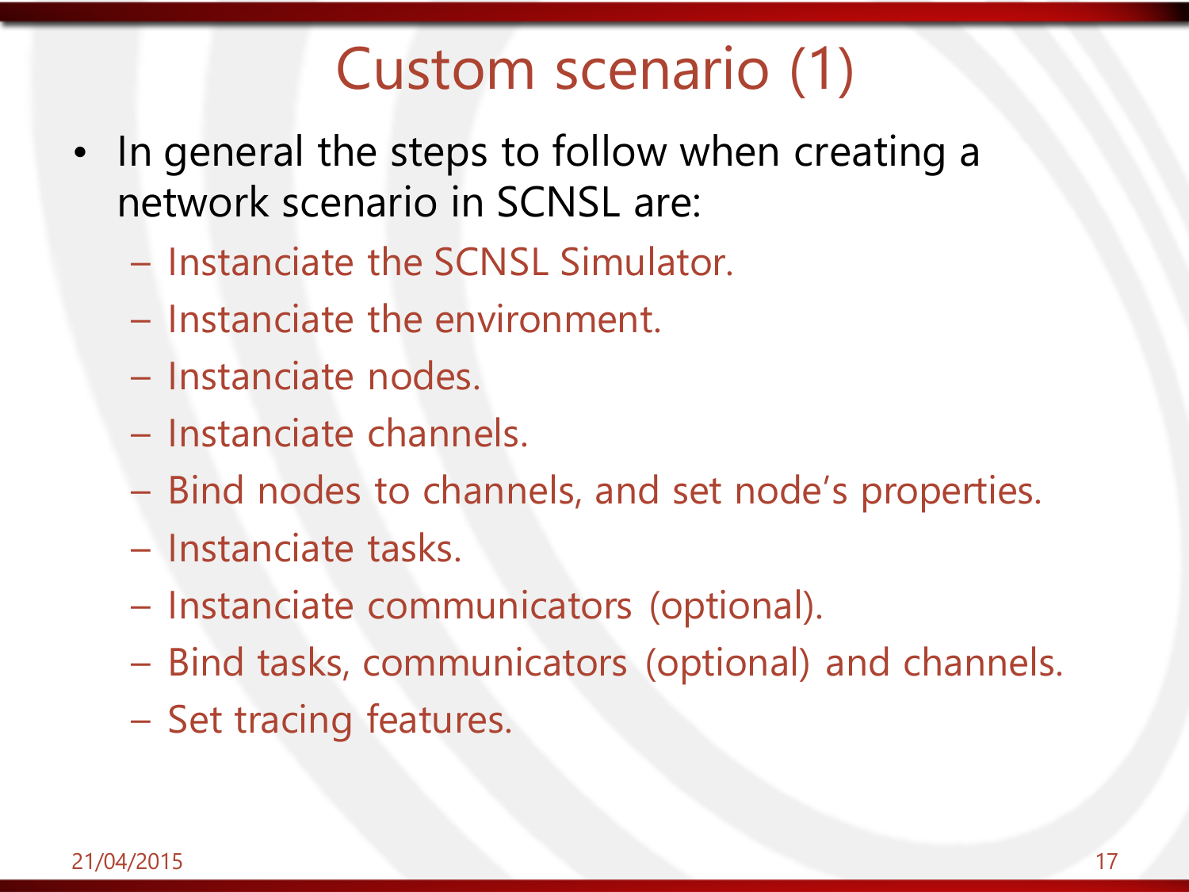# Custom scenario (1)

- In general the steps to follow when creating a network scenario in SCNSL are:
  - Instanciate the SCNSL Simulator.
  - Instanciate the environment.
  - Instanciate nodes.
  - Instanciate channels.
  - Bind nodes to channels, and set node's properties.
  - Instanciate tasks.
  - Instanciate communicators (optional).
  - Bind tasks, communicators (optional) and channels.
  - Set tracing features.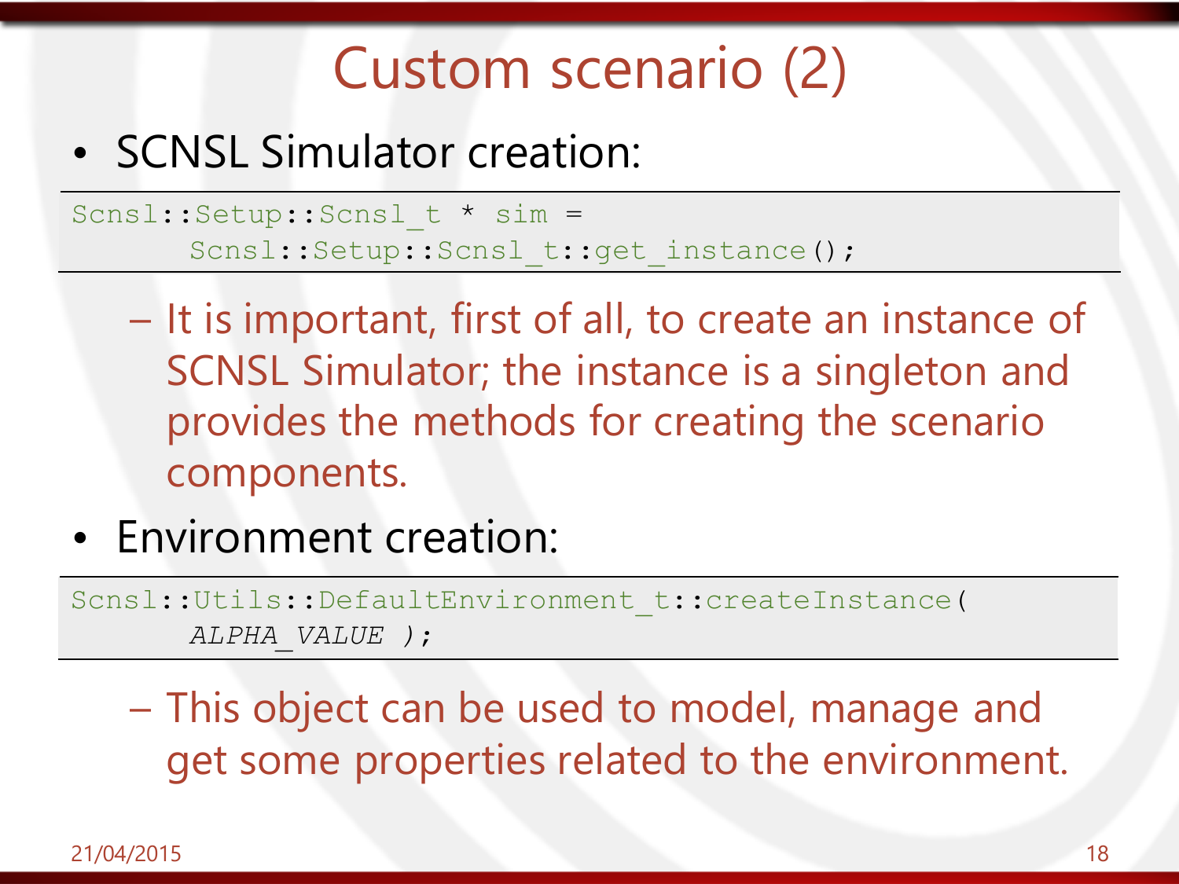# Custom scenario (2)

- SCNSL Simulator creation:

```
Scnsl::Setup::Scnsl_t * sim =
      Scnsl::Setup::Scnsl_t::get_instance();
```

  - It is important, first of all, to create an instance of SCNSL Simulator; the instance is a singleton and provides the methods for creating the scenario components.

- Environment creation:

```
Scnsl::Utils::DefaultEnvironment_t::createInstance(
      ALPHA_VALUE );
```

  - This object can be used to model, manage and get some properties related to the environment.

21/04/2015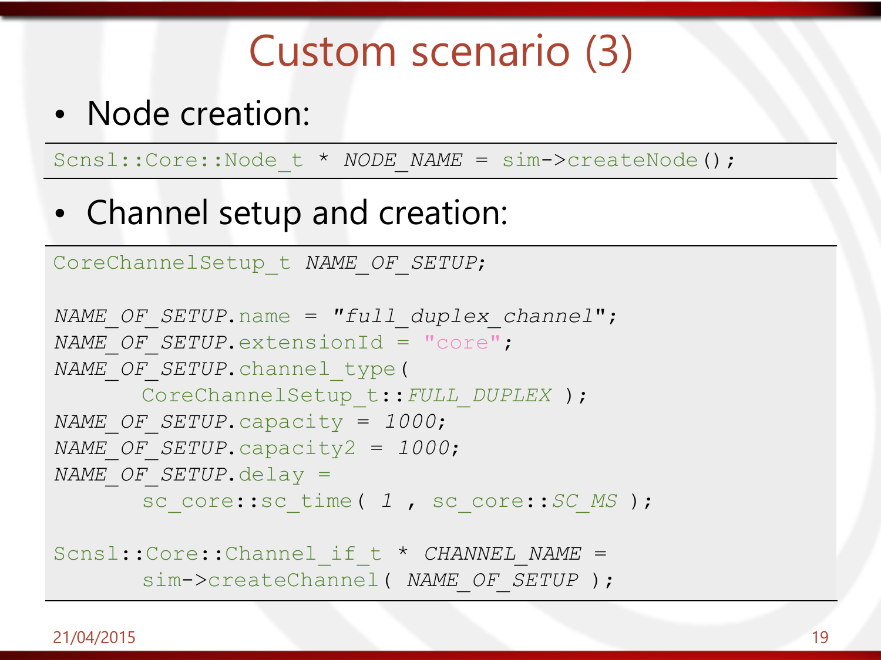# Custom scenario (3)

- Node creation:

```
Scnsl::Core::Node_t * NODE_NAME = sim->createNode();
```

- Channel setup and creation:

```
CoreChannelSetup_t NAME_OF_SETUP;

NAME_OF_SETUP.name = "full_duplex_channel";
NAME_OF_SETUP.extensionId = "core";
NAME_OF_SETUP.channel_type(
      CoreChannelSetup_t::FULL_DUPLEX );
NAME_OF_SETUP.capacity = 1000;
NAME_OF_SETUP.capacity2 = 1000;
NAME_OF_SETUP.delay =
      sc_core::sc_time( 1 , sc_core::SC_MS );

Scnsl::Core::Channel_if_t * CHANNEL_NAME =
      sim->createChannel( NAME_OF_SETUP );
```

21/04/2015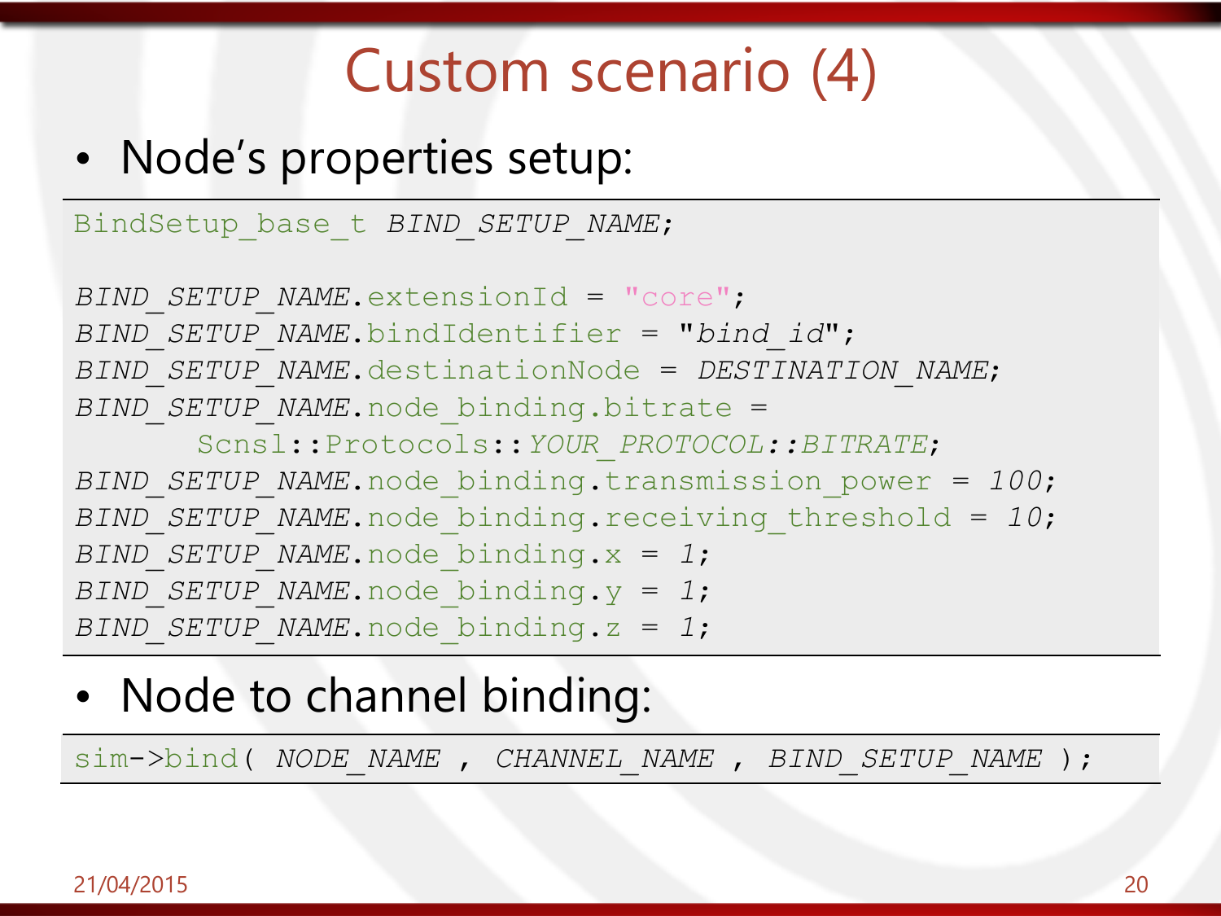# Custom scenario (4)

- Node's properties setup:

```
BindSetup_base_t BIND_SETUP_NAME;

BIND_SETUP_NAME.extensionId = "core";
BIND_SETUP_NAME.bindIdentifier = "bind_id";
BIND_SETUP_NAME.destinationNode = DESTINATION_NAME;
BIND_SETUP_NAME.node_binding.bitrate =
      Scnsl::Protocols::YOUR_PROTOCOL::BITRATE;
BIND_SETUP_NAME.node_binding.transmission_power = 100;
BIND_SETUP_NAME.node_binding.receiving_threshold = 10;
BIND_SETUP_NAME.node_binding.x = 1;
BIND_SETUP_NAME.node_binding.y = 1;
BIND_SETUP_NAME.node_binding.z = 1;
```

- Node to channel binding:

```
sim->bind( NODE_NAME , CHANNEL_NAME , BIND_SETUP_NAME );
```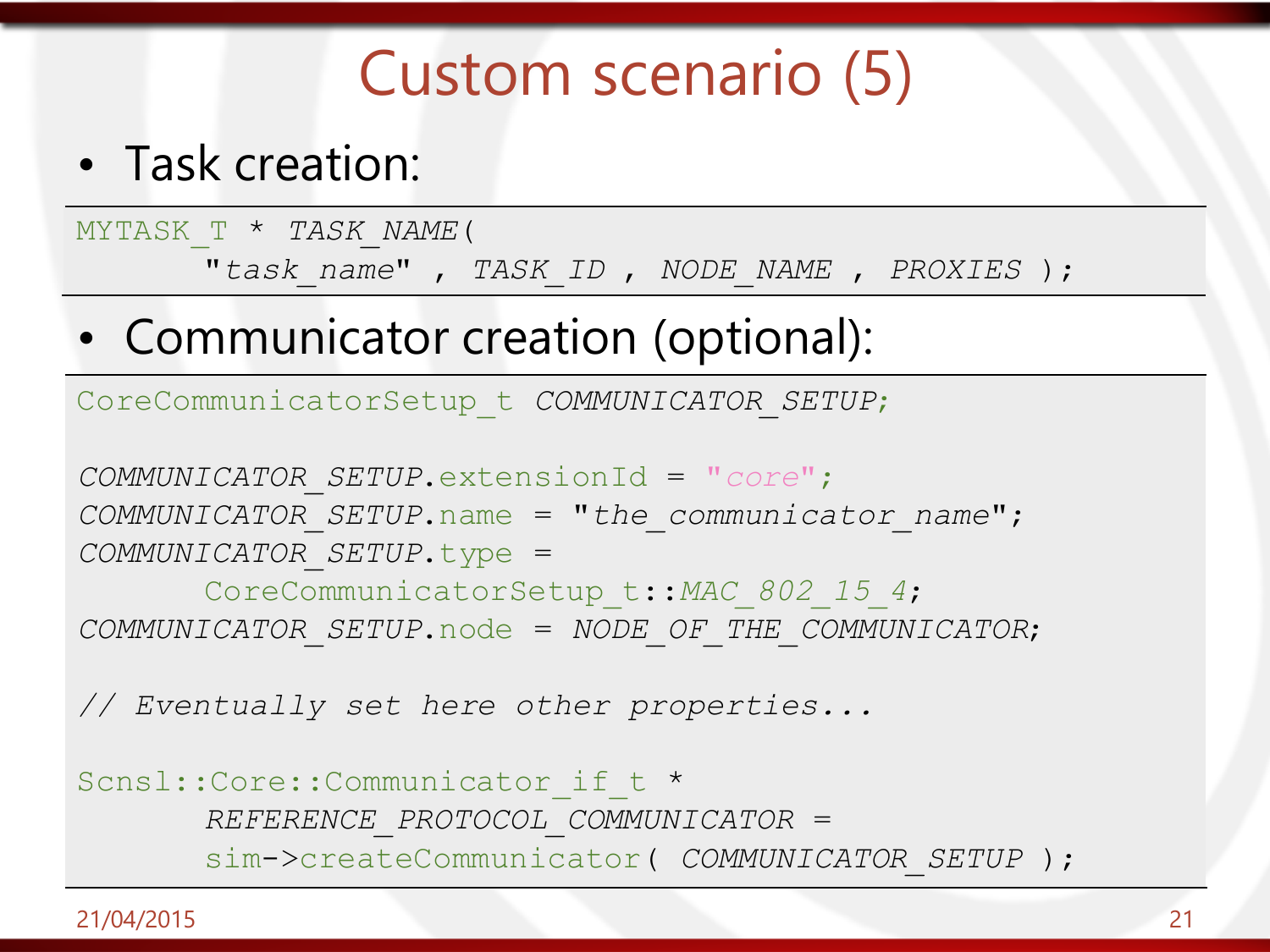# Custom scenario (5)

- Task creation:

```
MYTASK_T * TASK_NAME(
       "task_name" , TASK_ID , NODE_NAME , PROXIES );
```

- Communicator creation (optional):

```
CoreCommunicatorSetup_t COMMUNICATOR_SETUP;

COMMUNICATOR_SETUP.extensionId = "core";
COMMUNICATOR_SETUP.name = "the_communicator_name";
COMMUNICATOR_SETUP.type =
       CoreCommunicatorSetup_t::MAC_802_15_4;
COMMUNICATOR_SETUP.node = NODE_OF_THE_COMMUNICATOR;

// Eventually set here other properties...

Scnsl::Core::Communicator_if_t *
       REFERENCE_PROTOCOL_COMMUNICATOR =
       sim->createCommunicator( COMMUNICATOR_SETUP );
```

21/04/2015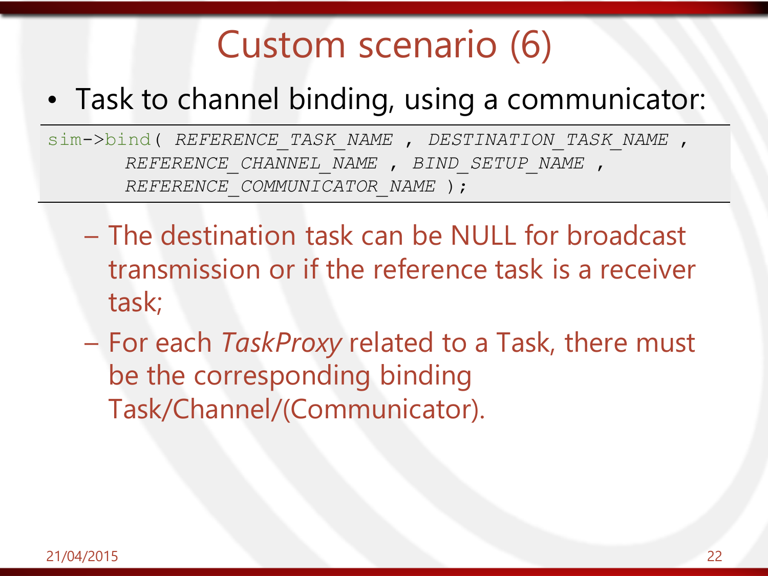# Custom scenario (6)

- Task to channel binding, using a communicator:

```
sim->bind( REFERENCE_TASK_NAME , DESTINATION_TASK_NAME ,
      REFERENCE_CHANNEL_NAME , BIND_SETUP_NAME ,
      REFERENCE_COMMUNICATOR_NAME );
```

  - The destination task can be NULL for broadcast transmission or if the reference task is a receiver task;
  - For each *TaskProxy* related to a Task, there must be the corresponding binding Task/Channel/(Communicator).

21/04/2015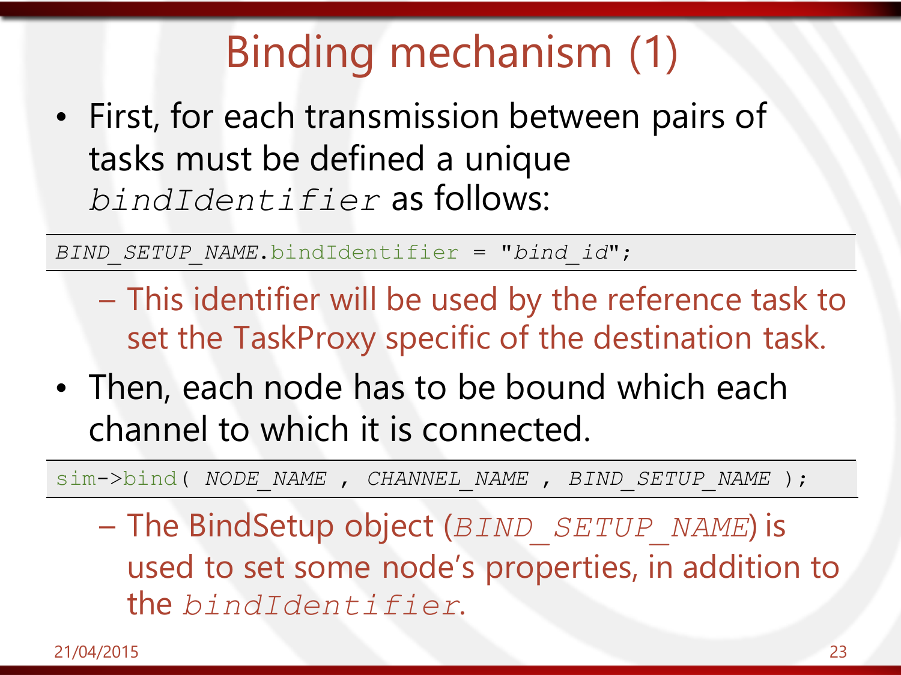# Binding mechanism (1)

- First, for each transmission between pairs of tasks must be defined a unique `bindIdentifier` as follows:

```
BIND_SETUP_NAME.bindIdentifier = "bind_id";
```

  - This identifier will be used by the reference task to set the TaskProxy specific of the destination task.

- Then, each node has to be bound which each channel to which it is connected.

```
sim->bind( NODE_NAME , CHANNEL_NAME , BIND_SETUP_NAME );
```

  - The BindSetup object (*BIND_SETUP_NAME*) is used to set some node's properties, in addition to the *bindIdentifier*.

21/04/2015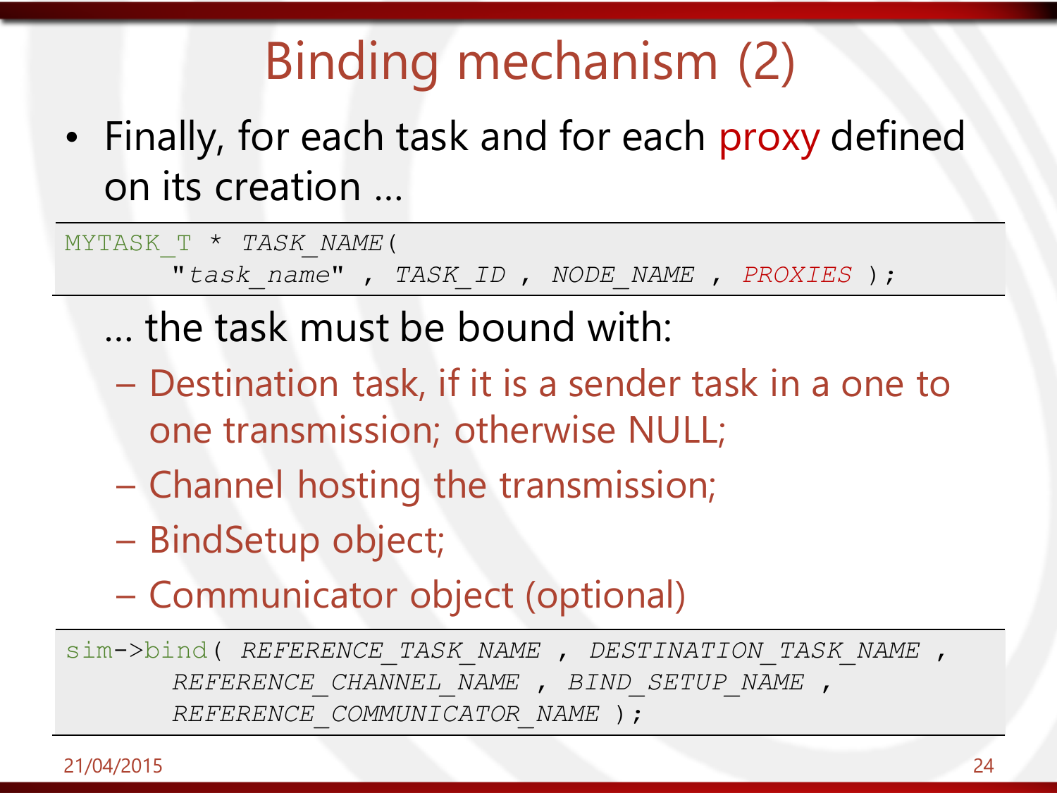# Binding mechanism (2)

- Finally, for each task and for each proxy defined on its creation …

```
MYTASK_T * TASK_NAME(
      "task_name" , TASK_ID , NODE_NAME , PROXIES );
```

… the task must be bound with:

- Destination task, if it is a sender task in a one to one transmission; otherwise NULL;
- Channel hosting the transmission;
- BindSetup object;
- Communicator object (optional)

```
sim->bind( REFERENCE_TASK_NAME , DESTINATION_TASK_NAME ,
      REFERENCE_CHANNEL_NAME , BIND_SETUP_NAME ,
      REFERENCE_COMMUNICATOR_NAME );
```

21/04/2015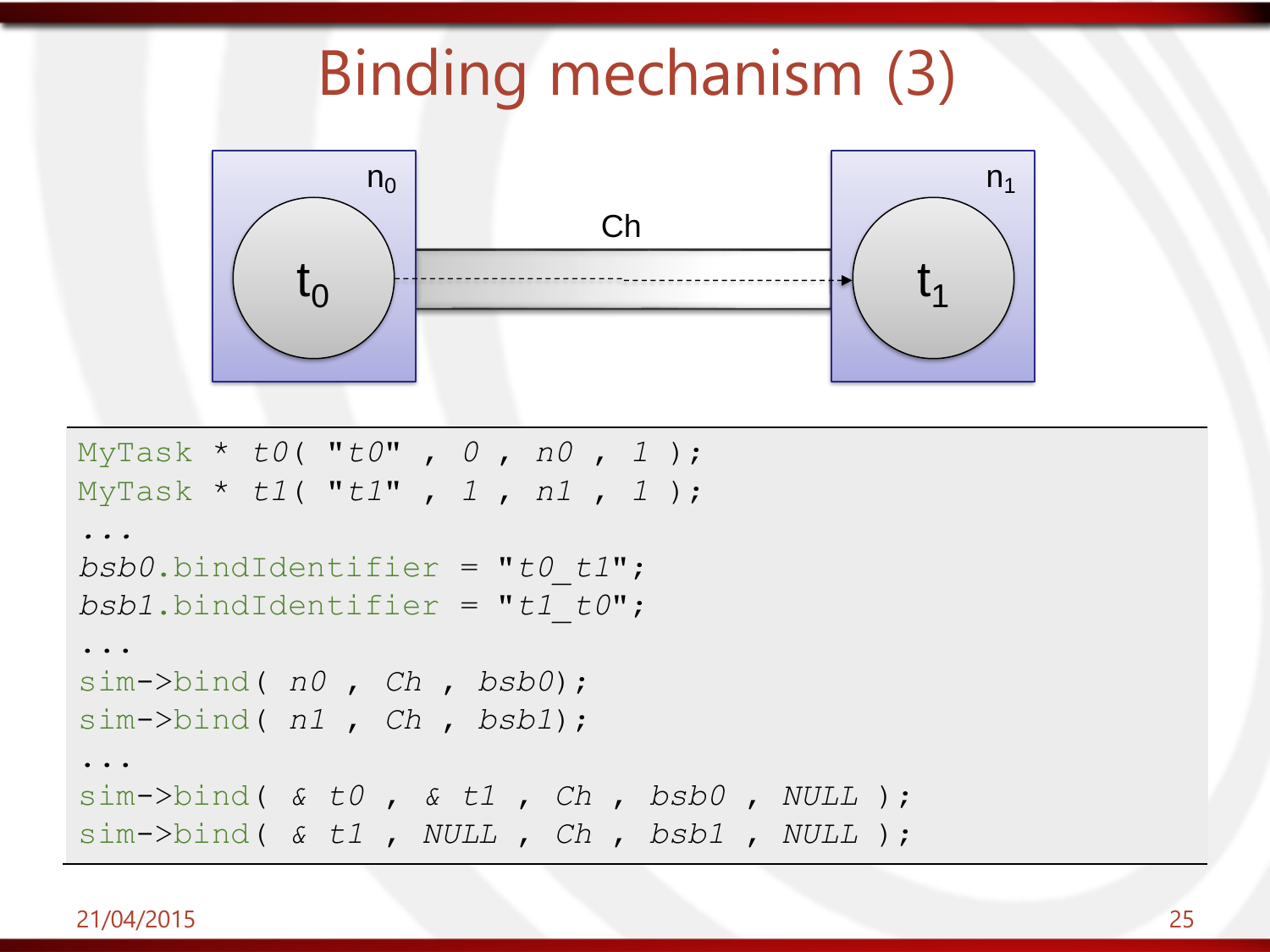# Binding mechanism (3)

```
MyTask * t0( "t0" , 0 , n0 , 1 );
MyTask * t1( "t1" , 1 , n1 , 1 );
...
bsb0.bindIdentifier = "t0_t1";
bsb1.bindIdentifier = "t1_t0";
...
sim->bind( n0 , Ch , bsb0);
sim->bind( n1 , Ch , bsb1);
...
sim->bind( & t0 , & t1 , Ch , bsb0 , NULL );
sim->bind( & t1 , NULL , Ch , bsb1 , NULL );
```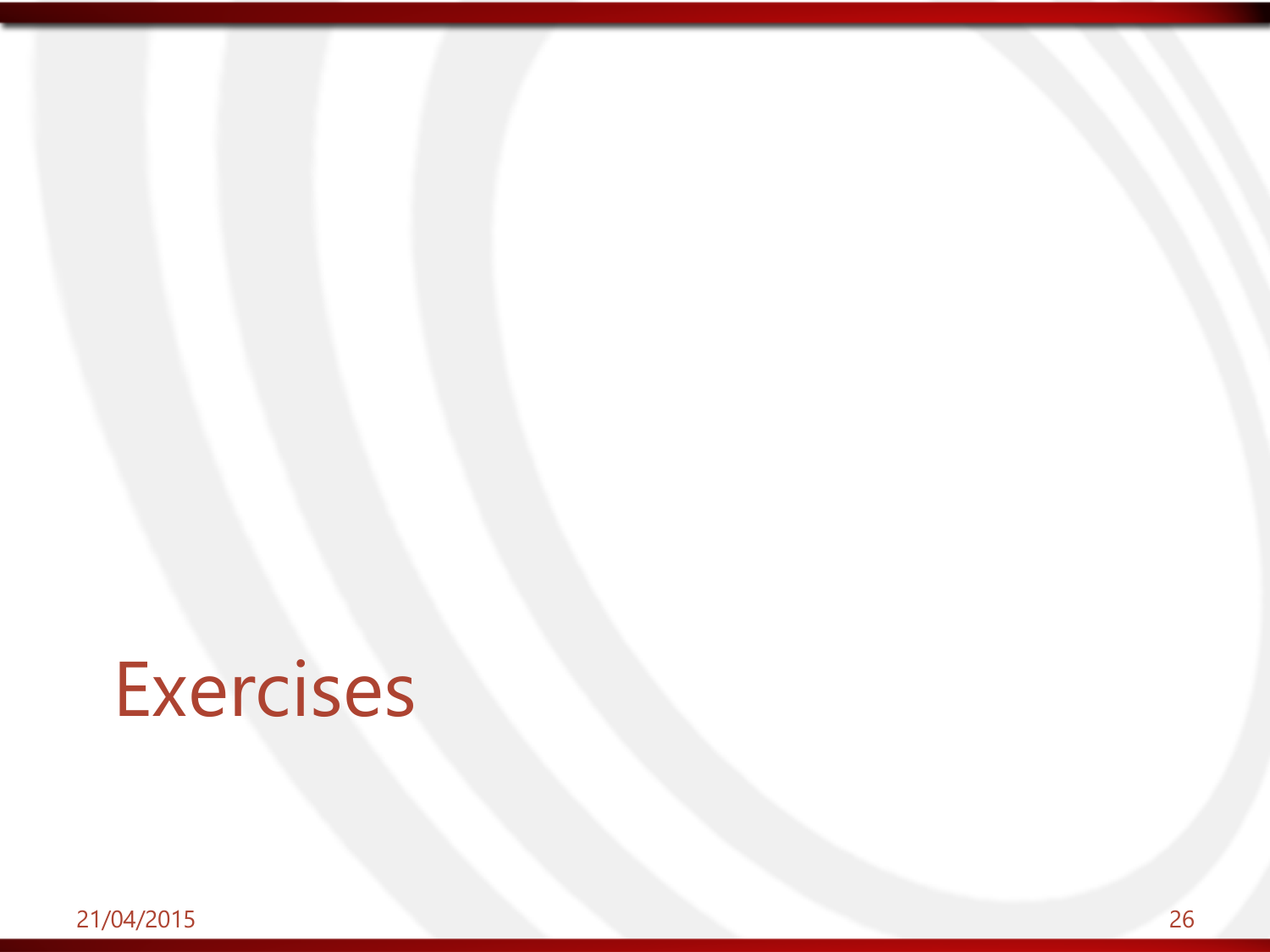# Exercises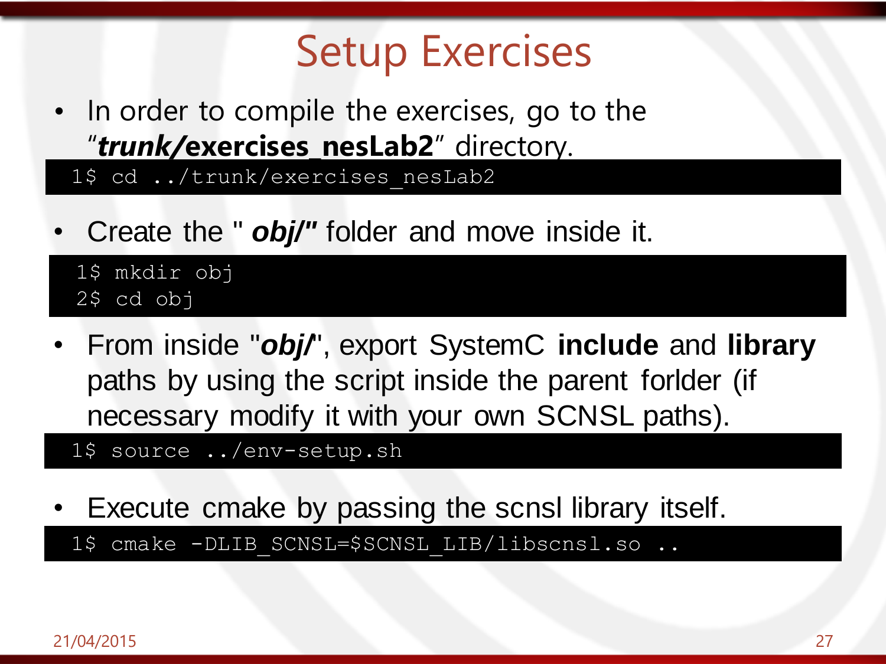# Setup Exercises

- In order to compile the exercises, go to the "***trunk/*exercises_nesLab2**" directory.

```
1$ cd ../trunk/exercises_nesLab2
```

- Create the " ***obj/"*** folder and move inside it.

```
1$ mkdir obj
2$ cd obj
```

- From inside "***obj/***", export SystemC **include** and **library** paths by using the script inside the parent forlder (if necessary modify it with your own SCNSL paths).

```
1$ source ../env-setup.sh
```

- Execute cmake by passing the scnsl library itself.

```
1$ cmake -DLIB_SCNSL=$SCNSL_LIB/libscnsl.so ..
```

21/04/2015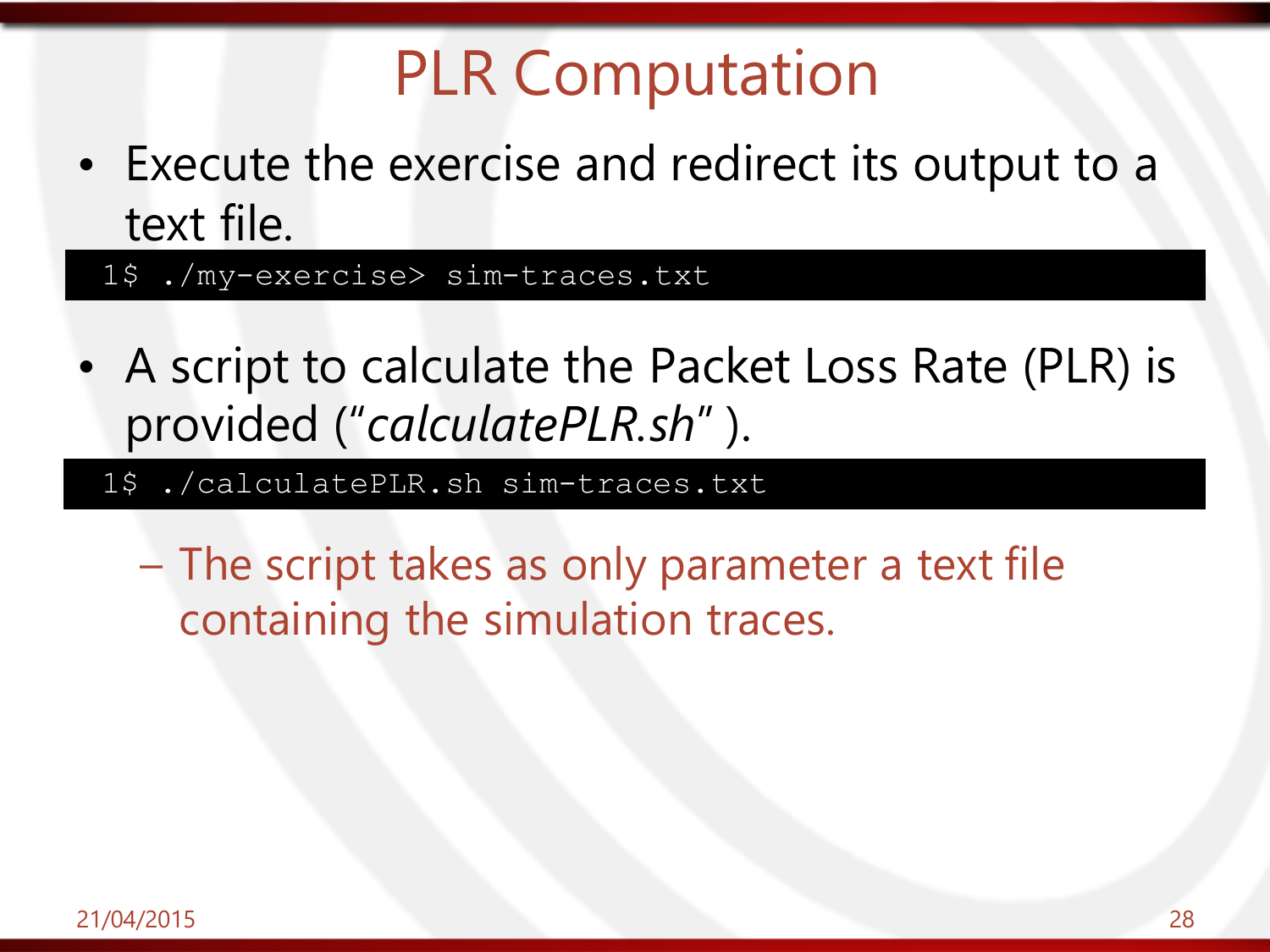# PLR Computation

- Execute the exercise and redirect its output to a text file.

```
1$ ./my-exercise> sim-traces.txt
```

- A script to calculate the Packet Loss Rate (PLR) is provided (“*calculatePLR.sh*” ).

```
1$ ./calculatePLR.sh sim-traces.txt
```

  – The script takes as only parameter a text file containing the simulation traces.

21/04/2015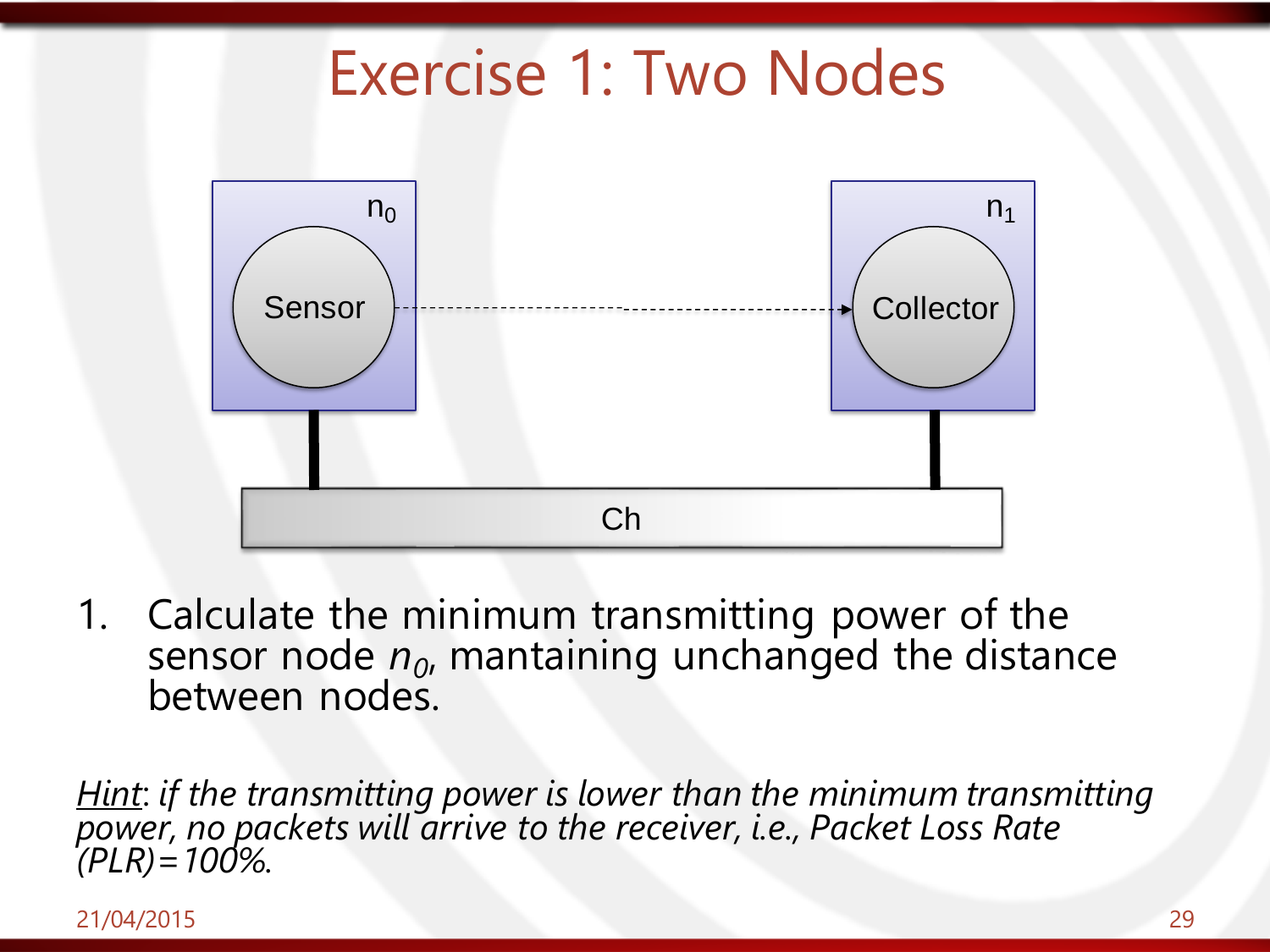# Exercise 1: Two Nodes

1. Calculate the minimum transmitting power of the sensor node $n_0$, mantaining unchanged the distance between nodes.

*<u>Hint</u>: if the transmitting power is lower than the minimum transmitting power, no packets will arrive to the receiver, i.e., Packet Loss Rate (PLR) = 100%.*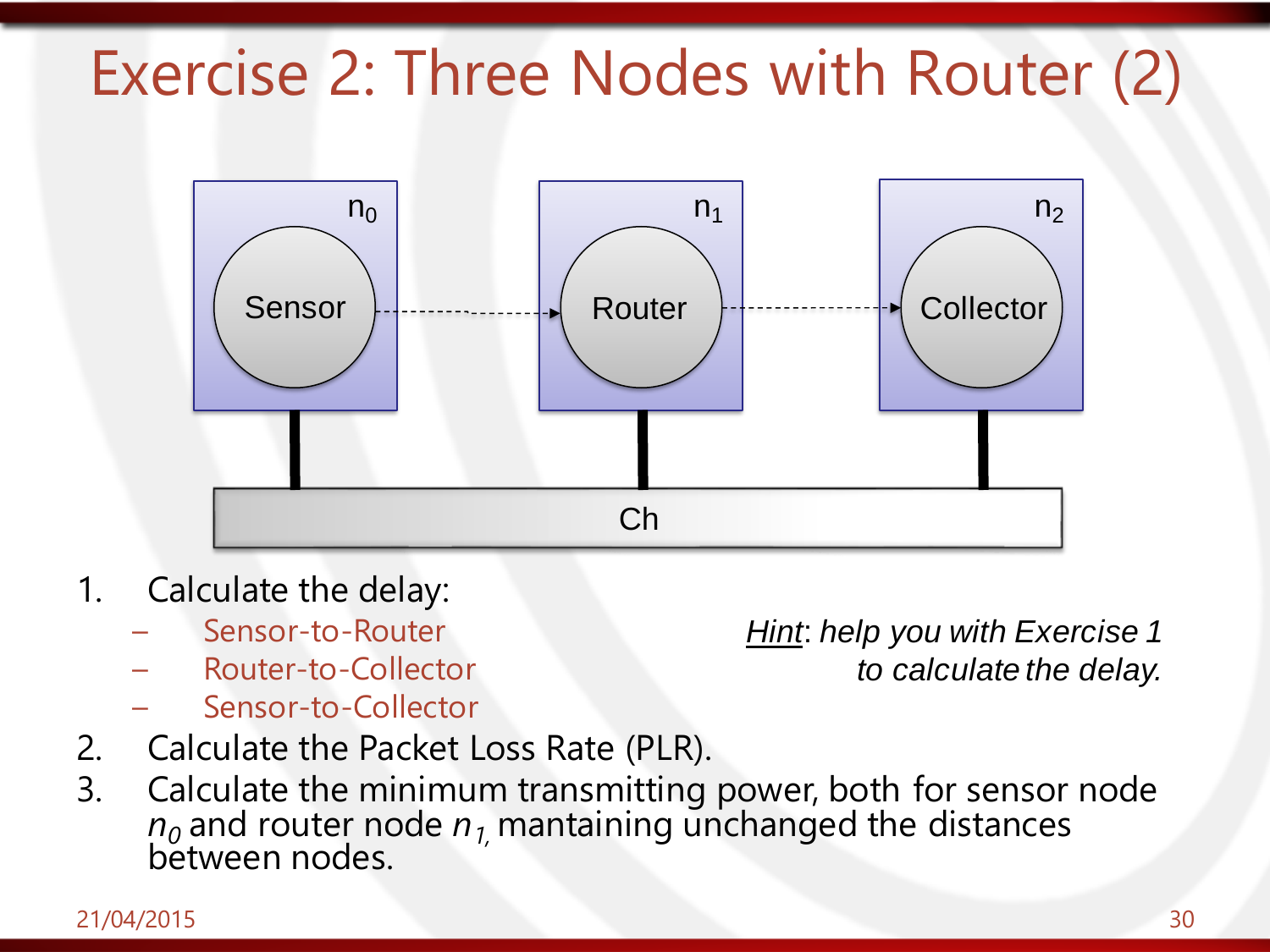# Exercise 2: Three Nodes with Router (2)

$n_0$ Sensor → $n_1$ Router → $n_2$ Collector

Ch

1. Calculate the delay:
   - Sensor-to-Router
   - Router-to-Collector
   - Sensor-to-Collector
2. Calculate the Packet Loss Rate (PLR).
3. Calculate the minimum transmitting power, both for sensor node $n_0$ and router node $n_1$, mantaining unchanged the distances between nodes.

*Hint: help you with Exercise 1 to calculate the delay.*

21/04/2015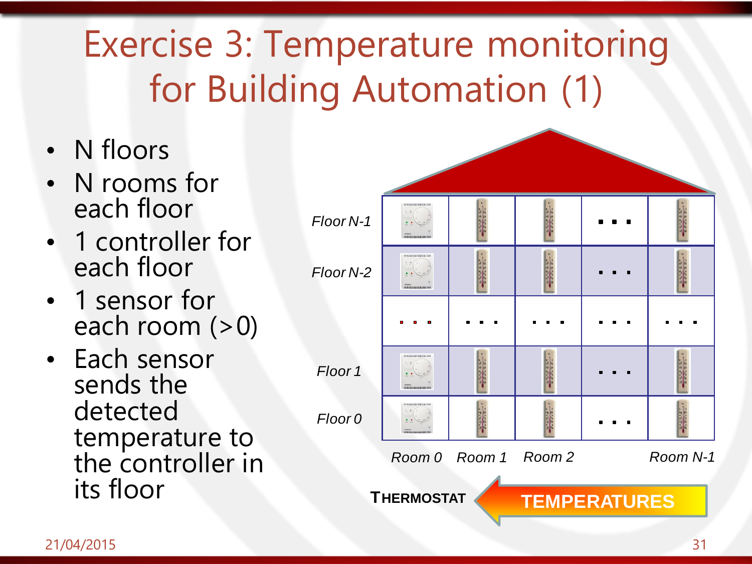# Exercise 3: Temperature monitoring for Building Automation (1)

- N floors
- N rooms for each floor
- 1 controller for each floor
- 1 sensor for each room (>0)
- Each sensor sends the detected temperature to the controller in its floor

*Floor N-1*

*Floor N-2*

*Floor 1*

*Floor 0*

*Room 0* *Room 1* *Room 2* *Room N-1*

**THERMOSTAT** ← **TEMPERATURES**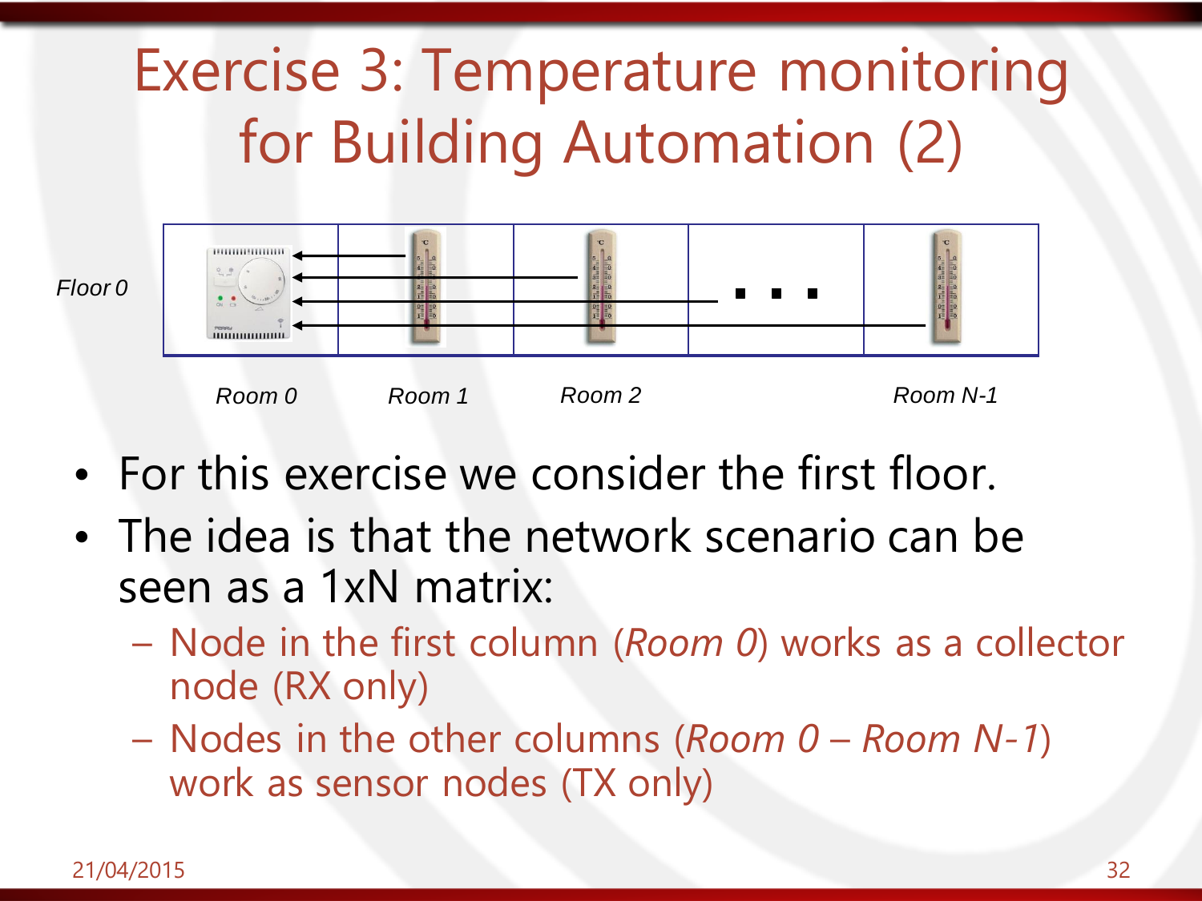# Exercise 3: Temperature monitoring for Building Automation (2)

*Floor 0*

*Room 0* *Room 1* *Room 2* *Room N-1*

- For this exercise we consider the first floor.
- The idea is that the network scenario can be seen as a 1xN matrix:
  - Node in the first column (*Room 0*) works as a collector node (RX only)
  - Nodes in the other columns (*Room 0 – Room N-1*) work as sensor nodes (TX only)

21/04/2015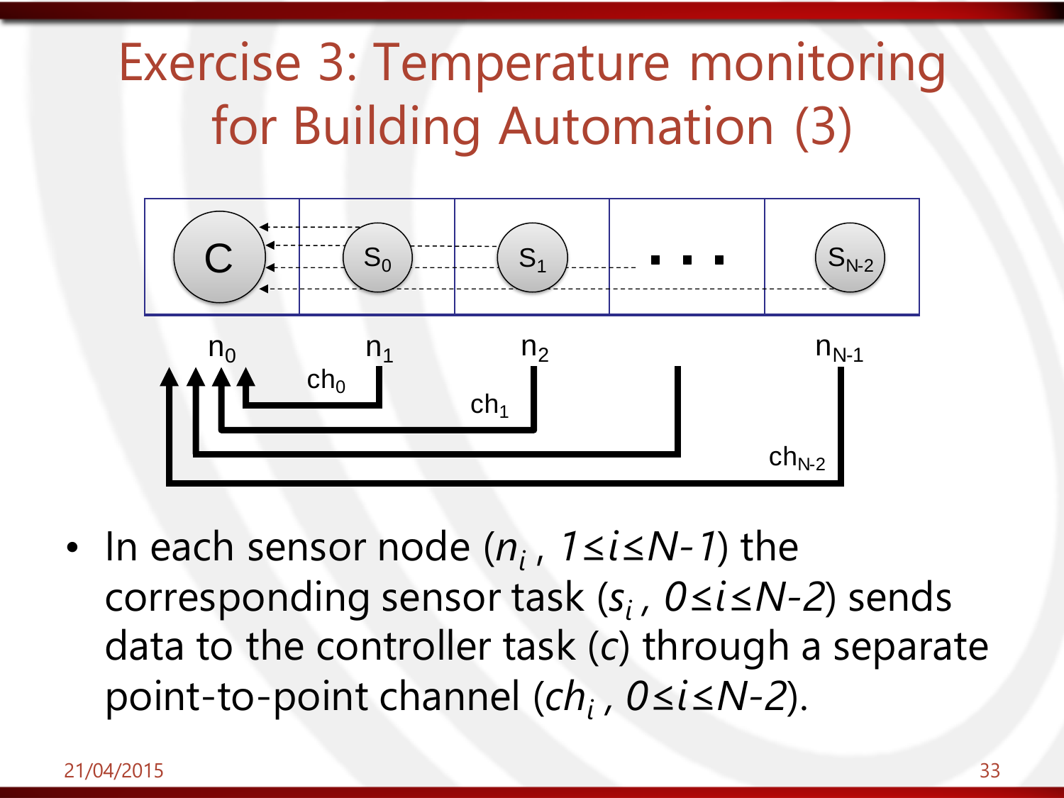# Exercise 3: Temperature monitoring for Building Automation (3)

- In each sensor node ($n_i$, $1 \leq i \leq N-1$) the corresponding sensor task ($s_i$, $0 \leq i \leq N-2$) sends data to the controller task ($c$) through a separate point-to-point channel ($ch_i$, $0 \leq i \leq N-2$).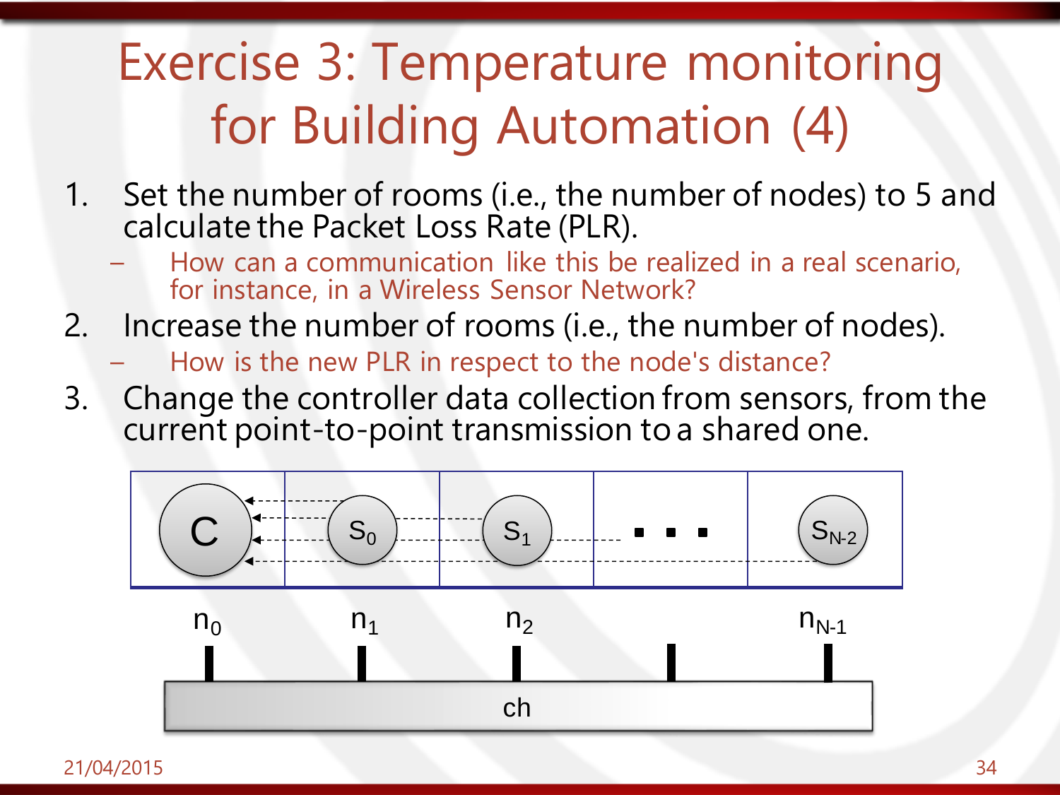# Exercise 3: Temperature monitoring for Building Automation (4)

1. Set the number of rooms (i.e., the number of nodes) to 5 and calculate the Packet Loss Rate (PLR).
   - How can a communication like this be realized in a real scenario, for instance, in a Wireless Sensor Network?
2. Increase the number of rooms (i.e., the number of nodes).
   - How is the new PLR in respect to the node's distance?
3. Change the controller data collection from sensors, from the current point-to-point transmission to a shared one.

C, $S_0$, $S_1$, . . ., $S_{N-2}$

$n_0$, $n_1$, $n_2$, $n_{N-1}$

ch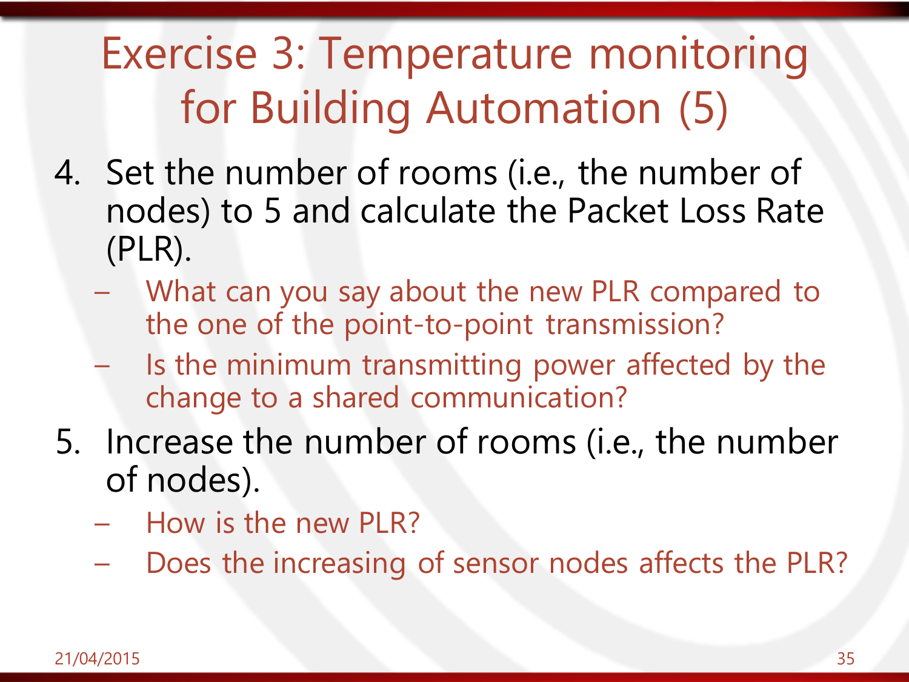# Exercise 3: Temperature monitoring for Building Automation (5)

4. Set the number of rooms (i.e., the number of nodes) to 5 and calculate the Packet Loss Rate (PLR).
   - What can you say about the new PLR compared to the one of the point-to-point transmission?
   - Is the minimum transmitting power affected by the change to a shared communication?
5. Increase the number of rooms (i.e., the number of nodes).
   - How is the new PLR?
   - Does the increasing of sensor nodes affects the PLR?

21/04/2015